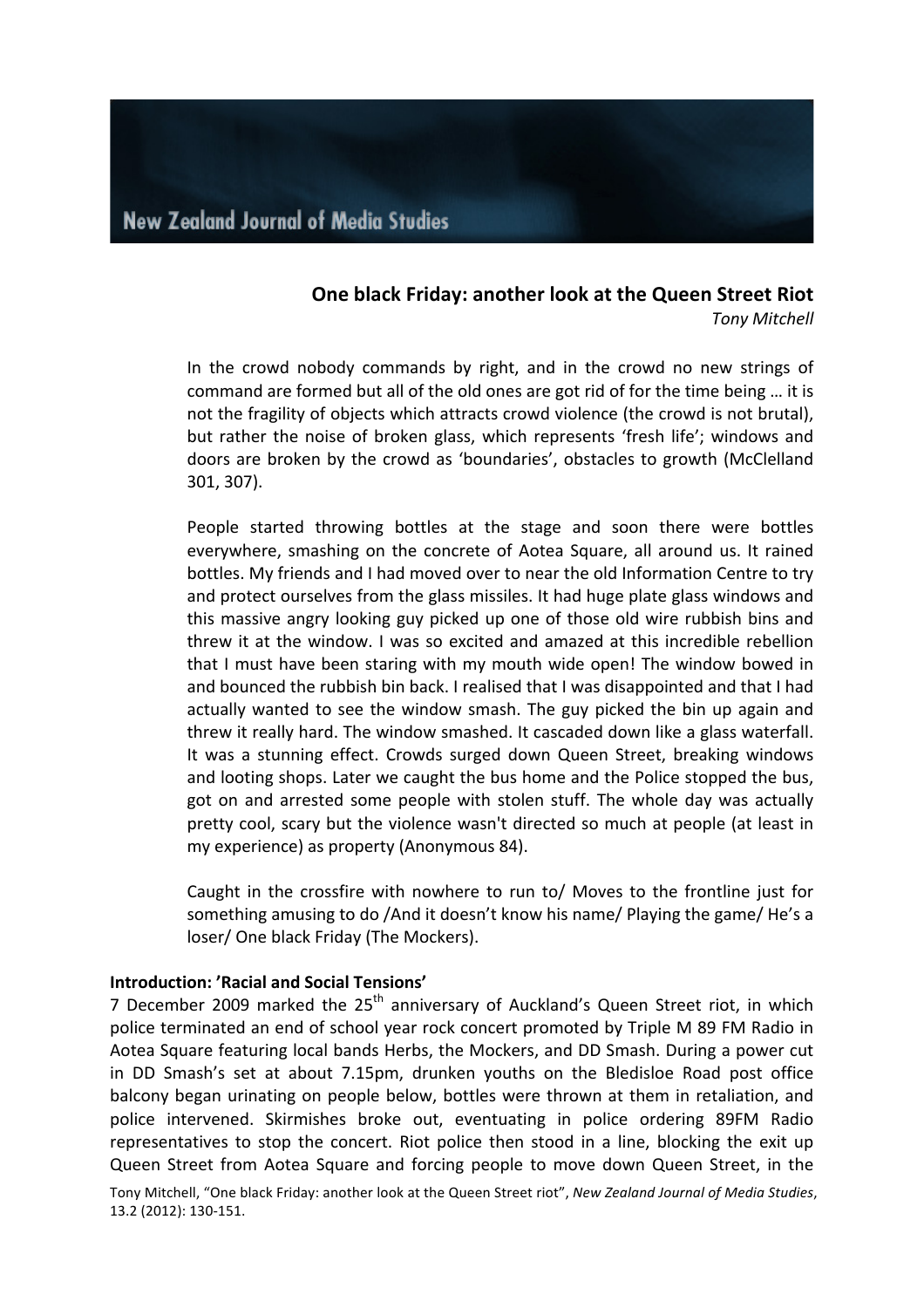# One black Friday: another look at the Queen Street Riot

*Tony Mitchell*

> In the crowd nobody commands by right, and in the crowd no new strings of command are formed but all of the old ones are got rid of for the time being … it is not the fragility of objects which attracts crowd violence (the crowd is not brutal), but rather the noise of broken glass, which represents 'fresh life'; windows and doors are broken by the crowd as 'boundaries', obstacles to growth (McClelland 301, 307).

> People started throwing bottles at the stage and soon there were bottles everywhere, smashing on the concrete of Aotea Square, all around us. It rained bottles. My friends and I had moved over to near the old Information Centre to try and protect ourselves from the glass missiles. It had huge plate glass windows and this massive angry looking guy picked up one of those old wire rubbish bins and threw it at the window. I was so excited and amazed at this incredible rebellion that I must have been staring with my mouth wide open! The window bowed in and bounced the rubbish bin back. I realised that I was disappointed and that I had actually wanted to see the window smash. The guy picked the bin up again and threw it really hard. The window smashed. It cascaded down like a glass waterfall. It was a stunning effect. Crowds surged down Queen Street, breaking windows and looting shops. Later we caught the bus home and the Police stopped the bus, got on and arrested some people with stolen stuff. The whole day was actually pretty cool, scary but the violence wasn't directed so much at people (at least in my experience) as property (Anonymous 84).

> Caught in the crossfire with nowhere to run to/ Moves to the frontline just for something amusing to do /And it doesn't know his name/ Playing the game/ He's a loser/ One black Friday (The Mockers).

## Introduction: 'Racial and Social Tensions'

7 December 2009 marked the 25th anniversary of Auckland's Queen Street riot, in which police terminated an end of school year rock concert promoted by Triple M 89 FM Radio in Aotea Square featuring local bands Herbs, the Mockers, and DD Smash. During a power cut in DD Smash's set at about 7.15pm, drunken youths on the Bledisloe Road post office balcony began urinating on people below, bottles were thrown at them in retaliation, and police intervened. Skirmishes broke out, eventuating in police ordering 89FM Radio representatives to stop the concert. Riot police then stood in a line, blocking the exit up Queen Street from Aotea Square and forcing people to move down Queen Street, in the

Tony Mitchell, "One black Friday: another look at the Queen Street riot", *New Zealand Journal of Media Studies*, 13.2 (2012): 130-151.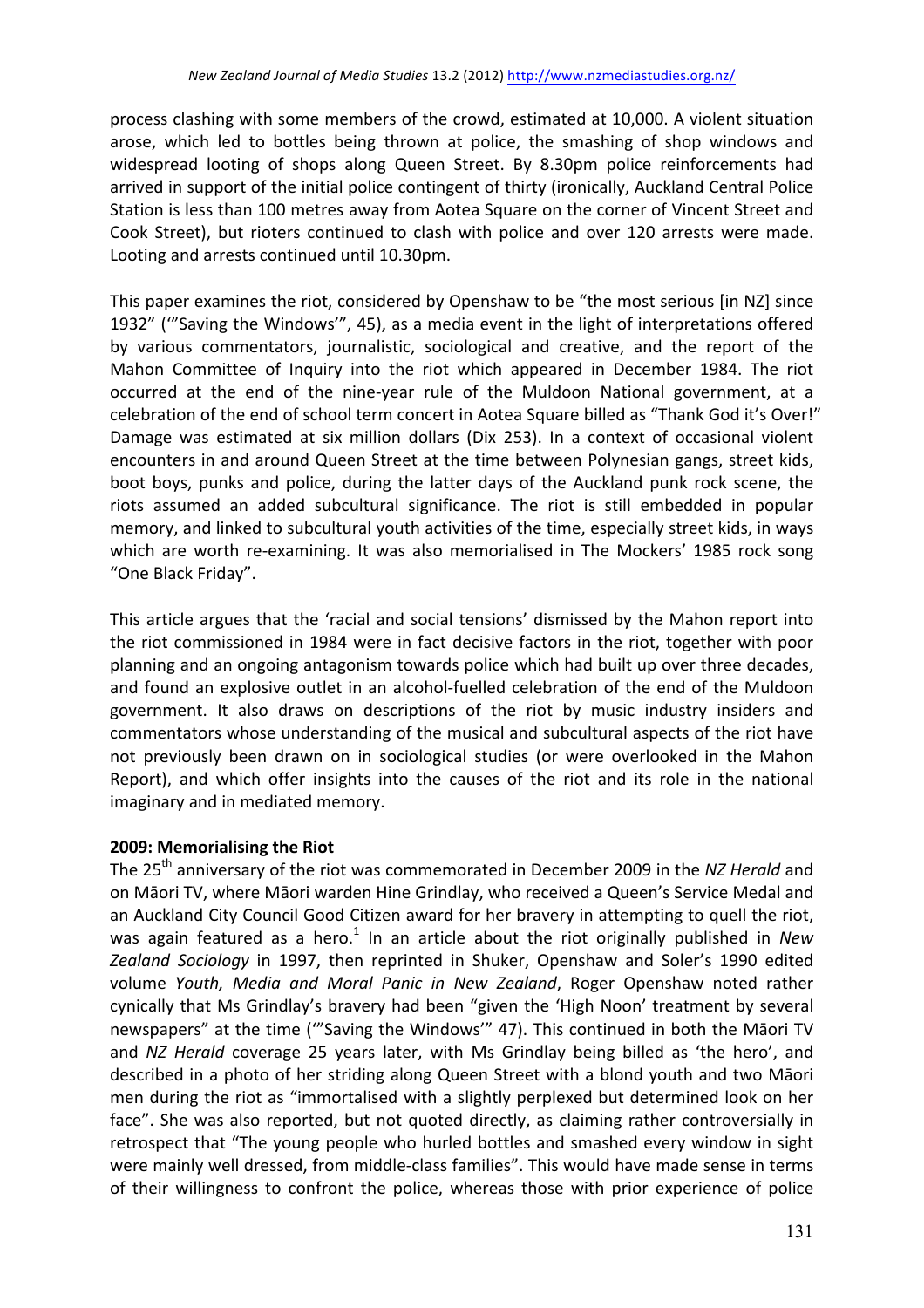process clashing with some members of the crowd, estimated at 10,000. A violent situation arose, which led to bottles being thrown at police, the smashing of shop windows and widespread looting of shops along Queen Street. By 8.30pm police reinforcements had arrived in support of the initial police contingent of thirty (ironically, Auckland Central Police Station is less than 100 metres away from Aotea Square on the corner of Vincent Street and Cook Street), but rioters continued to clash with police and over 120 arrests were made. Looting and arrests continued until 10.30pm.

This paper examines the riot, considered by Openshaw to be "the most serious [in NZ] since 1932" ('"Saving the Windows'", 45), as a media event in the light of interpretations offered by various commentators, journalistic, sociological and creative, and the report of the Mahon Committee of Inquiry into the riot which appeared in December 1984. The riot occurred at the end of the nine-year rule of the Muldoon National government, at a celebration of the end of school term concert in Aotea Square billed as "Thank God it's Over!" Damage was estimated at six million dollars (Dix 253). In a context of occasional violent encounters in and around Queen Street at the time between Polynesian gangs, street kids, boot boys, punks and police, during the latter days of the Auckland punk rock scene, the riots assumed an added subcultural significance. The riot is still embedded in popular memory, and linked to subcultural youth activities of the time, especially street kids, in ways which are worth re-examining. It was also memorialised in The Mockers' 1985 rock song "One Black Friday".

This article argues that the 'racial and social tensions' dismissed by the Mahon report into the riot commissioned in 1984 were in fact decisive factors in the riot, together with poor planning and an ongoing antagonism towards police which had built up over three decades, and found an explosive outlet in an alcohol-fuelled celebration of the end of the Muldoon government. It also draws on descriptions of the riot by music industry insiders and commentators whose understanding of the musical and subcultural aspects of the riot have not previously been drawn on in sociological studies (or were overlooked in the Mahon Report), and which offer insights into the causes of the riot and its role in the national imaginary and in mediated memory.

## 2009: Memorialising the Riot

The 25th anniversary of the riot was commemorated in December 2009 in the *NZ Herald* and on Māori TV, where Māori warden Hine Grindlay, who received a Queen's Service Medal and an Auckland City Council Good Citizen award for her bravery in attempting to quell the riot, was again featured as a hero.[1] In an article about the riot originally published in *New Zealand Sociology* in 1997, then reprinted in Shuker, Openshaw and Soler's 1990 edited volume *Youth, Media and Moral Panic in New Zealand*, Roger Openshaw noted rather cynically that Ms Grindlay's bravery had been "given the 'High Noon' treatment by several newspapers" at the time ('"Saving the Windows'" 47). This continued in both the Māori TV and *NZ Herald* coverage 25 years later, with Ms Grindlay being billed as 'the hero', and described in a photo of her striding along Queen Street with a blond youth and two Māori men during the riot as "immortalised with a slightly perplexed but determined look on her face". She was also reported, but not quoted directly, as claiming rather controversially in retrospect that "The young people who hurled bottles and smashed every window in sight were mainly well dressed, from middle-class families". This would have made sense in terms of their willingness to confront the police, whereas those with prior experience of police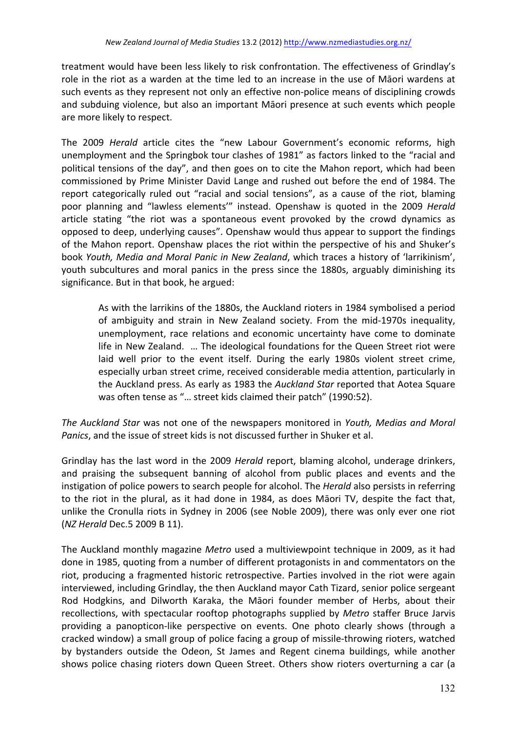treatment would have been less likely to risk confrontation. The effectiveness of Grindlay's role in the riot as a warden at the time led to an increase in the use of Māori wardens at such events as they represent not only an effective non-police means of disciplining crowds and subduing violence, but also an important Māori presence at such events which people are more likely to respect.

The 2009 *Herald* article cites the "new Labour Government's economic reforms, high unemployment and the Springbok tour clashes of 1981" as factors linked to the "racial and political tensions of the day", and then goes on to cite the Mahon report, which had been commissioned by Prime Minister David Lange and rushed out before the end of 1984. The report categorically ruled out "racial and social tensions", as a cause of the riot, blaming poor planning and "lawless elements'" instead. Openshaw is quoted in the 2009 *Herald* article stating "the riot was a spontaneous event provoked by the crowd dynamics as opposed to deep, underlying causes". Openshaw would thus appear to support the findings of the Mahon report. Openshaw places the riot within the perspective of his and Shuker's book *Youth, Media and Moral Panic in New Zealand*, which traces a history of 'larrikinism', youth subcultures and moral panics in the press since the 1880s, arguably diminishing its significance. But in that book, he argued:

> As with the larrikins of the 1880s, the Auckland rioters in 1984 symbolised a period of ambiguity and strain in New Zealand society. From the mid-1970s inequality, unemployment, race relations and economic uncertainty have come to dominate life in New Zealand. … The ideological foundations for the Queen Street riot were laid well prior to the event itself. During the early 1980s violent street crime, especially urban street crime, received considerable media attention, particularly in the Auckland press. As early as 1983 the *Auckland Star* reported that Aotea Square was often tense as "… street kids claimed their patch" (1990:52).

*The Auckland Star* was not one of the newspapers monitored in *Youth, Medias and Moral Panics*, and the issue of street kids is not discussed further in Shuker et al.

Grindlay has the last word in the 2009 *Herald* report, blaming alcohol, underage drinkers, and praising the subsequent banning of alcohol from public places and events and the instigation of police powers to search people for alcohol. The *Herald* also persists in referring to the riot in the plural, as it had done in 1984, as does Māori TV, despite the fact that, unlike the Cronulla riots in Sydney in 2006 (see Noble 2009), there was only ever one riot (*NZ Herald* Dec.5 2009 B 11).

The Auckland monthly magazine *Metro* used a multiviewpoint technique in 2009, as it had done in 1985, quoting from a number of different protagonists in and commentators on the riot, producing a fragmented historic retrospective. Parties involved in the riot were again interviewed, including Grindlay, the then Auckland mayor Cath Tizard, senior police sergeant Rod Hodgkins, and Dilworth Karaka, the Māori founder member of Herbs, about their recollections, with spectacular rooftop photographs supplied by *Metro* staffer Bruce Jarvis providing a panopticon-like perspective on events. One photo clearly shows (through a cracked window) a small group of police facing a group of missile-throwing rioters, watched by bystanders outside the Odeon, St James and Regent cinema buildings, while another shows police chasing rioters down Queen Street. Others show rioters overturning a car (a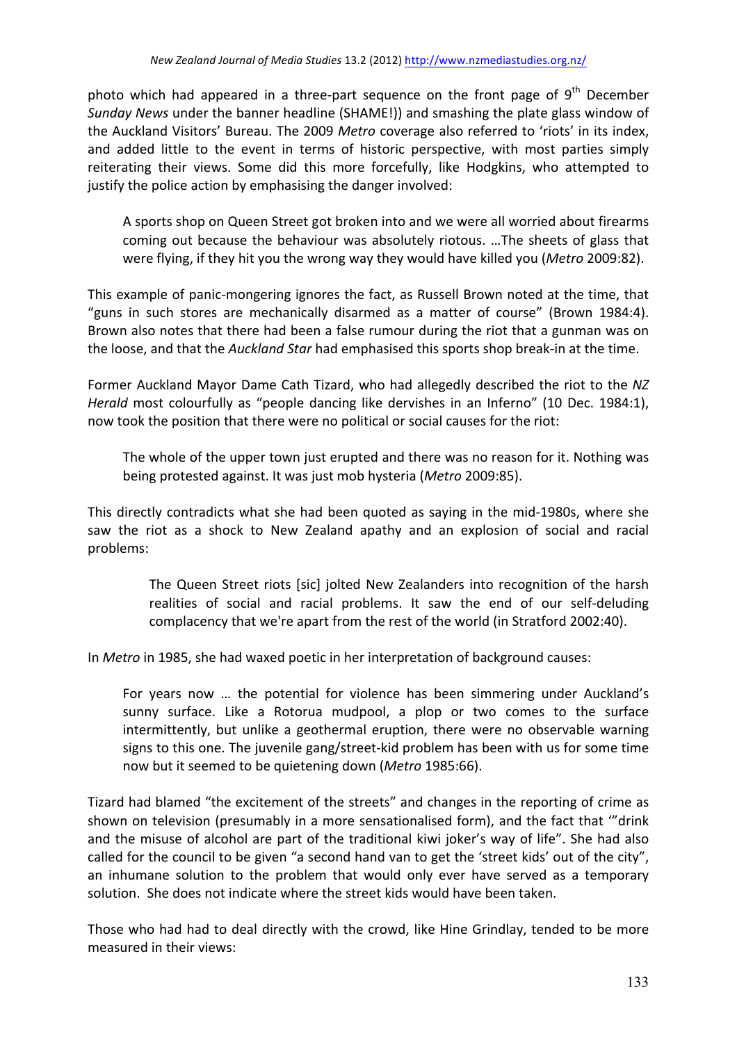photo which had appeared in a three-part sequence on the front page of 9th December *Sunday News* under the banner headline (SHAME!)) and smashing the plate glass window of the Auckland Visitors' Bureau. The 2009 *Metro* coverage also referred to 'riots' in its index, and added little to the event in terms of historic perspective, with most parties simply reiterating their views. Some did this more forcefully, like Hodgkins, who attempted to justify the police action by emphasising the danger involved:

> A sports shop on Queen Street got broken into and we were all worried about firearms coming out because the behaviour was absolutely riotous. …The sheets of glass that were flying, if they hit you the wrong way they would have killed you (*Metro* 2009:82).

This example of panic-mongering ignores the fact, as Russell Brown noted at the time, that "guns in such stores are mechanically disarmed as a matter of course" (Brown 1984:4). Brown also notes that there had been a false rumour during the riot that a gunman was on the loose, and that the *Auckland Star* had emphasised this sports shop break-in at the time.

Former Auckland Mayor Dame Cath Tizard, who had allegedly described the riot to the *NZ Herald* most colourfully as "people dancing like dervishes in an Inferno" (10 Dec. 1984:1), now took the position that there were no political or social causes for the riot:

> The whole of the upper town just erupted and there was no reason for it. Nothing was being protested against. It was just mob hysteria (*Metro* 2009:85).

This directly contradicts what she had been quoted as saying in the mid-1980s, where she saw the riot as a shock to New Zealand apathy and an explosion of social and racial problems:

> The Queen Street riots [sic] jolted New Zealanders into recognition of the harsh realities of social and racial problems. It saw the end of our self-deluding complacency that we're apart from the rest of the world (in Stratford 2002:40).

In *Metro* in 1985, she had waxed poetic in her interpretation of background causes:

> For years now … the potential for violence has been simmering under Auckland's sunny surface. Like a Rotorua mudpool, a plop or two comes to the surface intermittently, but unlike a geothermal eruption, there were no observable warning signs to this one. The juvenile gang/street-kid problem has been with us for some time now but it seemed to be quietening down (*Metro* 1985:66).

Tizard had blamed "the excitement of the streets" and changes in the reporting of crime as shown on television (presumably in a more sensationalised form), and the fact that '"drink and the misuse of alcohol are part of the traditional kiwi joker's way of life". She had also called for the council to be given "a second hand van to get the 'street kids' out of the city", an inhumane solution to the problem that would only ever have served as a temporary solution. She does not indicate where the street kids would have been taken.

Those who had had to deal directly with the crowd, like Hine Grindlay, tended to be more measured in their views: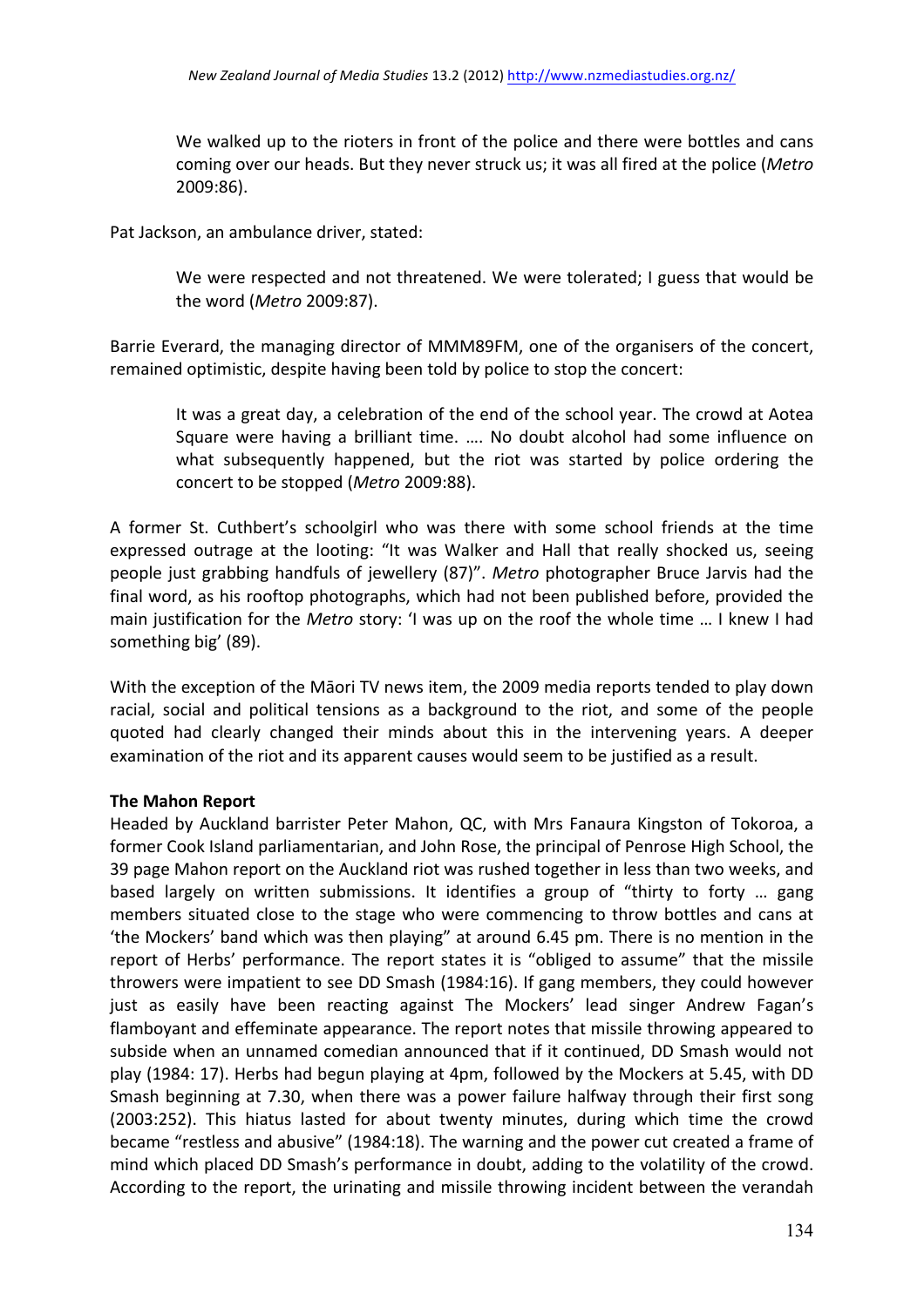> We walked up to the rioters in front of the police and there were bottles and cans coming over our heads. But they never struck us; it was all fired at the police (*Metro* 2009:86).

Pat Jackson, an ambulance driver, stated:

> We were respected and not threatened. We were tolerated; I guess that would be the word (*Metro* 2009:87).

Barrie Everard, the managing director of MMM89FM, one of the organisers of the concert, remained optimistic, despite having been told by police to stop the concert:

> It was a great day, a celebration of the end of the school year. The crowd at Aotea Square were having a brilliant time. …. No doubt alcohol had some influence on what subsequently happened, but the riot was started by police ordering the concert to be stopped (*Metro* 2009:88).

A former St. Cuthbert's schoolgirl who was there with some school friends at the time expressed outrage at the looting: "It was Walker and Hall that really shocked us, seeing people just grabbing handfuls of jewellery (87)". *Metro* photographer Bruce Jarvis had the final word, as his rooftop photographs, which had not been published before, provided the main justification for the *Metro* story: 'I was up on the roof the whole time … I knew I had something big' (89).

With the exception of the Māori TV news item, the 2009 media reports tended to play down racial, social and political tensions as a background to the riot, and some of the people quoted had clearly changed their minds about this in the intervening years. A deeper examination of the riot and its apparent causes would seem to be justified as a result.

**The Mahon Report**

Headed by Auckland barrister Peter Mahon, QC, with Mrs Fanaura Kingston of Tokoroa, a former Cook Island parliamentarian, and John Rose, the principal of Penrose High School, the 39 page Mahon report on the Auckland riot was rushed together in less than two weeks, and based largely on written submissions. It identifies a group of "thirty to forty … gang members situated close to the stage who were commencing to throw bottles and cans at 'the Mockers' band which was then playing" at around 6.45 pm. There is no mention in the report of Herbs' performance. The report states it is "obliged to assume" that the missile throwers were impatient to see DD Smash (1984:16). If gang members, they could however just as easily have been reacting against The Mockers' lead singer Andrew Fagan's flamboyant and effeminate appearance. The report notes that missile throwing appeared to subside when an unnamed comedian announced that if it continued, DD Smash would not play (1984: 17). Herbs had begun playing at 4pm, followed by the Mockers at 5.45, with DD Smash beginning at 7.30, when there was a power failure halfway through their first song (2003:252). This hiatus lasted for about twenty minutes, during which time the crowd became "restless and abusive" (1984:18). The warning and the power cut created a frame of mind which placed DD Smash's performance in doubt, adding to the volatility of the crowd. According to the report, the urinating and missile throwing incident between the verandah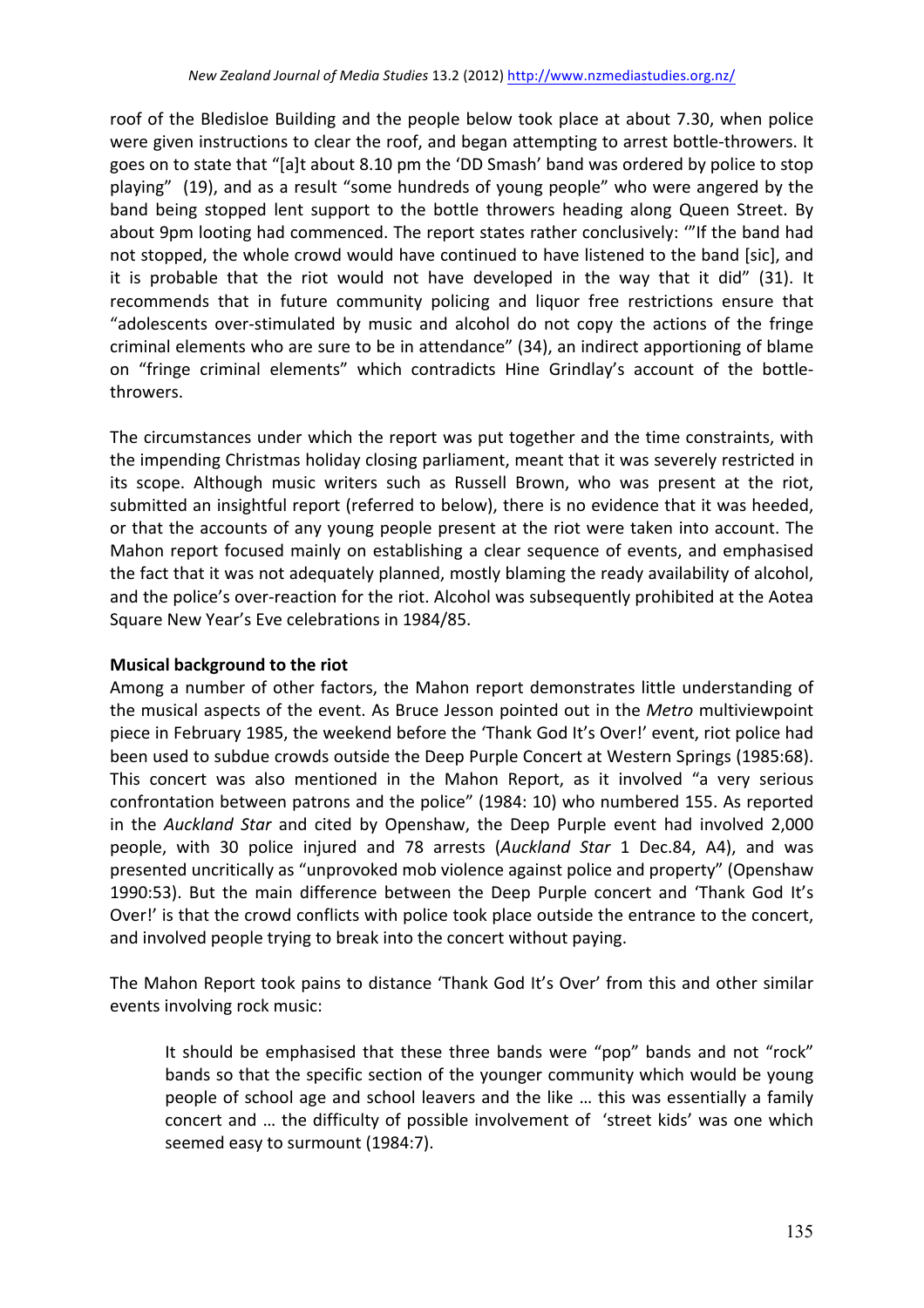roof of the Bledisloe Building and the people below took place at about 7.30, when police were given instructions to clear the roof, and began attempting to arrest bottle-throwers. It goes on to state that "[a]t about 8.10 pm the 'DD Smash' band was ordered by police to stop playing" (19), and as a result "some hundreds of young people" who were angered by the band being stopped lent support to the bottle throwers heading along Queen Street. By about 9pm looting had commenced. The report states rather conclusively: '"If the band had not stopped, the whole crowd would have continued to have listened to the band [sic], and it is probable that the riot would not have developed in the way that it did" (31). It recommends that in future community policing and liquor free restrictions ensure that "adolescents over-stimulated by music and alcohol do not copy the actions of the fringe criminal elements who are sure to be in attendance" (34), an indirect apportioning of blame on "fringe criminal elements" which contradicts Hine Grindlay's account of the bottle-throwers.

The circumstances under which the report was put together and the time constraints, with the impending Christmas holiday closing parliament, meant that it was severely restricted in its scope. Although music writers such as Russell Brown, who was present at the riot, submitted an insightful report (referred to below), there is no evidence that it was heeded, or that the accounts of any young people present at the riot were taken into account. The Mahon report focused mainly on establishing a clear sequence of events, and emphasised the fact that it was not adequately planned, mostly blaming the ready availability of alcohol, and the police's over-reaction for the riot. Alcohol was subsequently prohibited at the Aotea Square New Year's Eve celebrations in 1984/85.

**Musical background to the riot**

Among a number of other factors, the Mahon report demonstrates little understanding of the musical aspects of the event. As Bruce Jesson pointed out in the *Metro* multiviewpoint piece in February 1985, the weekend before the 'Thank God It's Over!' event, riot police had been used to subdue crowds outside the Deep Purple Concert at Western Springs (1985:68). This concert was also mentioned in the Mahon Report, as it involved "a very serious confrontation between patrons and the police" (1984: 10) who numbered 155. As reported in the *Auckland Star* and cited by Openshaw, the Deep Purple event had involved 2,000 people, with 30 police injured and 78 arrests (*Auckland Star* 1 Dec.84, A4), and was presented uncritically as "unprovoked mob violence against police and property" (Openshaw 1990:53). But the main difference between the Deep Purple concert and 'Thank God It's Over!' is that the crowd conflicts with police took place outside the entrance to the concert, and involved people trying to break into the concert without paying.

The Mahon Report took pains to distance 'Thank God It's Over' from this and other similar events involving rock music:

> It should be emphasised that these three bands were "pop" bands and not "rock" bands so that the specific section of the younger community which would be young people of school age and school leavers and the like … this was essentially a family concert and … the difficulty of possible involvement of 'street kids' was one which seemed easy to surmount (1984:7).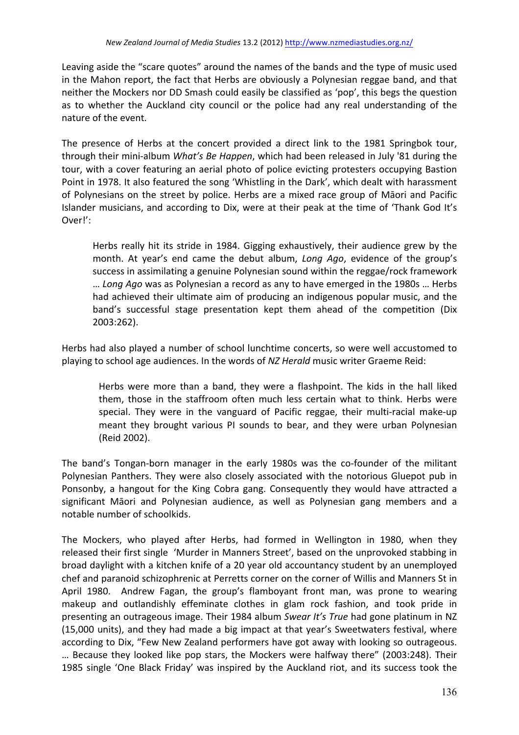Leaving aside the "scare quotes" around the names of the bands and the type of music used in the Mahon report, the fact that Herbs are obviously a Polynesian reggae band, and that neither the Mockers nor DD Smash could easily be classified as 'pop', this begs the question as to whether the Auckland city council or the police had any real understanding of the nature of the event.

The presence of Herbs at the concert provided a direct link to the 1981 Springbok tour, through their mini-album *What's Be Happen*, which had been released in July '81 during the tour, with a cover featuring an aerial photo of police evicting protesters occupying Bastion Point in 1978. It also featured the song 'Whistling in the Dark', which dealt with harassment of Polynesians on the street by police. Herbs are a mixed race group of Māori and Pacific Islander musicians, and according to Dix, were at their peak at the time of 'Thank God It's Over!':

> Herbs really hit its stride in 1984. Gigging exhaustively, their audience grew by the month. At year's end came the debut album, *Long Ago*, evidence of the group's success in assimilating a genuine Polynesian sound within the reggae/rock framework … *Long Ago* was as Polynesian a record as any to have emerged in the 1980s … Herbs had achieved their ultimate aim of producing an indigenous popular music, and the band's successful stage presentation kept them ahead of the competition (Dix 2003:262).

Herbs had also played a number of school lunchtime concerts, so were well accustomed to playing to school age audiences. In the words of *NZ Herald* music writer Graeme Reid:

> Herbs were more than a band, they were a flashpoint. The kids in the hall liked them, those in the staffroom often much less certain what to think. Herbs were special. They were in the vanguard of Pacific reggae, their multi-racial make-up meant they brought various PI sounds to bear, and they were urban Polynesian (Reid 2002).

The band's Tongan-born manager in the early 1980s was the co-founder of the militant Polynesian Panthers. They were also closely associated with the notorious Gluepot pub in Ponsonby, a hangout for the King Cobra gang. Consequently they would have attracted a significant Māori and Polynesian audience, as well as Polynesian gang members and a notable number of schoolkids.

The Mockers, who played after Herbs, had formed in Wellington in 1980, when they released their first single 'Murder in Manners Street', based on the unprovoked stabbing in broad daylight with a kitchen knife of a 20 year old accountancy student by an unemployed chef and paranoid schizophrenic at Perretts corner on the corner of Willis and Manners St in April 1980. Andrew Fagan, the group's flamboyant front man, was prone to wearing makeup and outlandishly effeminate clothes in glam rock fashion, and took pride in presenting an outrageous image. Their 1984 album *Swear It's True* had gone platinum in NZ (15,000 units), and they had made a big impact at that year's Sweetwaters festival, where according to Dix, "Few New Zealand performers have got away with looking so outrageous. … Because they looked like pop stars, the Mockers were halfway there" (2003:248). Their 1985 single 'One Black Friday' was inspired by the Auckland riot, and its success took the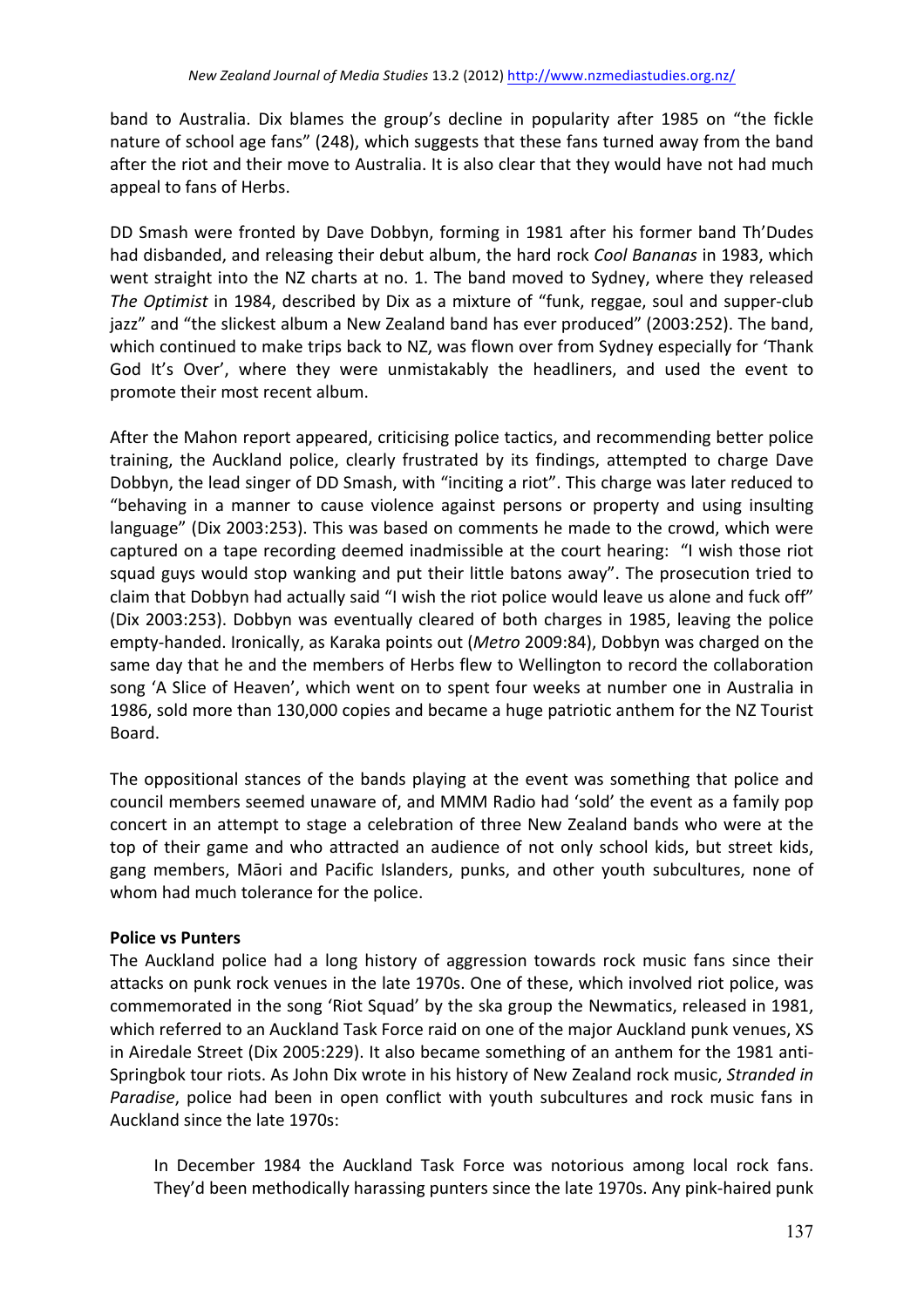band to Australia. Dix blames the group's decline in popularity after 1985 on "the fickle nature of school age fans" (248), which suggests that these fans turned away from the band after the riot and their move to Australia. It is also clear that they would have not had much appeal to fans of Herbs.

DD Smash were fronted by Dave Dobbyn, forming in 1981 after his former band Th'Dudes had disbanded, and releasing their debut album, the hard rock *Cool Bananas* in 1983, which went straight into the NZ charts at no. 1. The band moved to Sydney, where they released *The Optimist* in 1984, described by Dix as a mixture of "funk, reggae, soul and supper-club jazz" and "the slickest album a New Zealand band has ever produced" (2003:252). The band, which continued to make trips back to NZ, was flown over from Sydney especially for 'Thank God It's Over', where they were unmistakably the headliners, and used the event to promote their most recent album.

After the Mahon report appeared, criticising police tactics, and recommending better police training, the Auckland police, clearly frustrated by its findings, attempted to charge Dave Dobbyn, the lead singer of DD Smash, with "inciting a riot". This charge was later reduced to "behaving in a manner to cause violence against persons or property and using insulting language" (Dix 2003:253). This was based on comments he made to the crowd, which were captured on a tape recording deemed inadmissible at the court hearing: "I wish those riot squad guys would stop wanking and put their little batons away". The prosecution tried to claim that Dobbyn had actually said "I wish the riot police would leave us alone and fuck off" (Dix 2003:253). Dobbyn was eventually cleared of both charges in 1985, leaving the police empty-handed. Ironically, as Karaka points out (*Metro* 2009:84), Dobbyn was charged on the same day that he and the members of Herbs flew to Wellington to record the collaboration song 'A Slice of Heaven', which went on to spent four weeks at number one in Australia in 1986, sold more than 130,000 copies and became a huge patriotic anthem for the NZ Tourist Board.

The oppositional stances of the bands playing at the event was something that police and council members seemed unaware of, and MMM Radio had 'sold' the event as a family pop concert in an attempt to stage a celebration of three New Zealand bands who were at the top of their game and who attracted an audience of not only school kids, but street kids, gang members, Māori and Pacific Islanders, punks, and other youth subcultures, none of whom had much tolerance for the police.

**Police vs Punters**

The Auckland police had a long history of aggression towards rock music fans since their attacks on punk rock venues in the late 1970s. One of these, which involved riot police, was commemorated in the song 'Riot Squad' by the ska group the Newmatics, released in 1981, which referred to an Auckland Task Force raid on one of the major Auckland punk venues, XS in Airedale Street (Dix 2005:229). It also became something of an anthem for the 1981 anti-Springbok tour riots. As John Dix wrote in his history of New Zealand rock music, *Stranded in Paradise*, police had been in open conflict with youth subcultures and rock music fans in Auckland since the late 1970s:

> In December 1984 the Auckland Task Force was notorious among local rock fans. They'd been methodically harassing punters since the late 1970s. Any pink-haired punk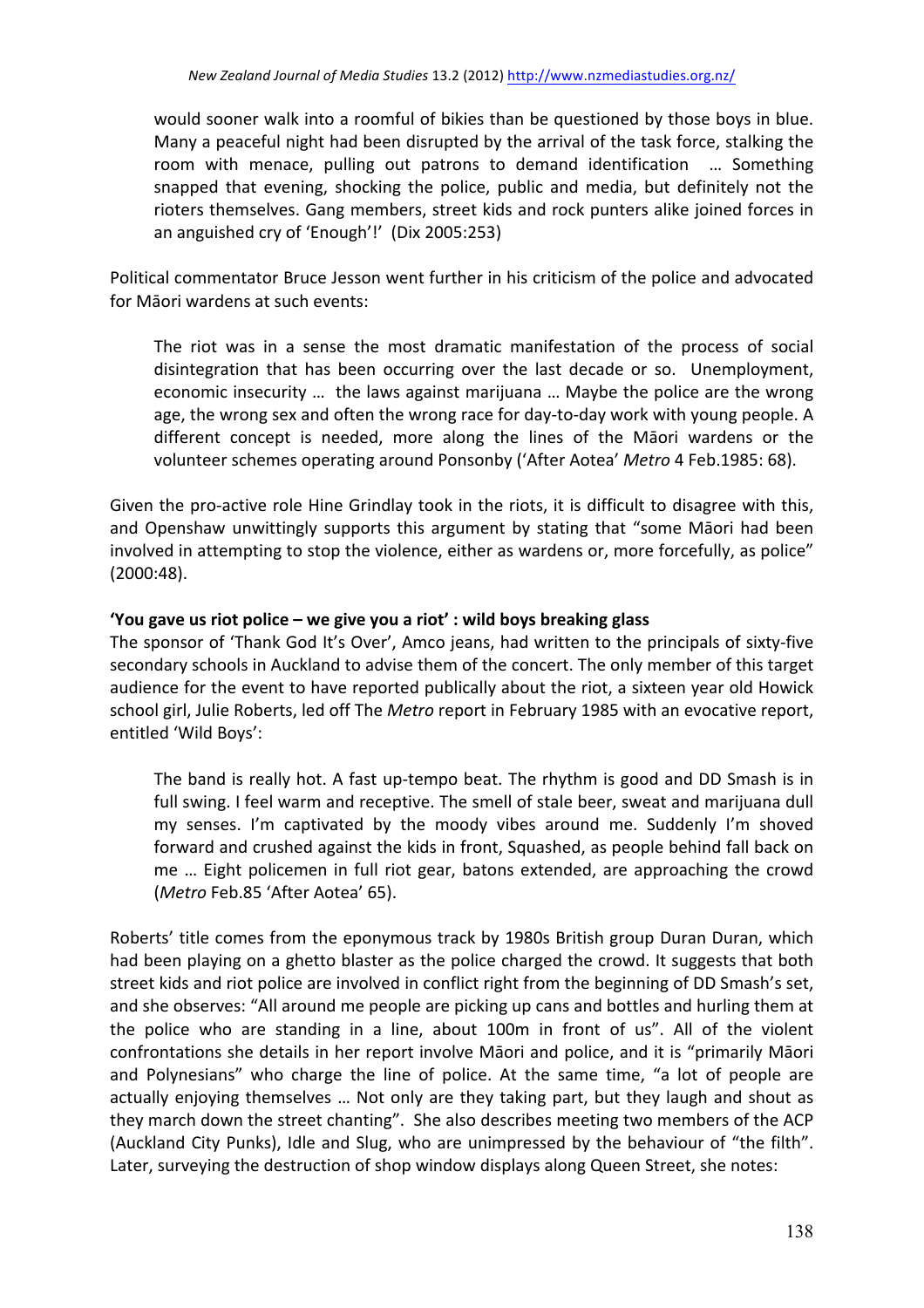> would sooner walk into a roomful of bikies than be questioned by those boys in blue. Many a peaceful night had been disrupted by the arrival of the task force, stalking the room with menace, pulling out patrons to demand identification … Something snapped that evening, shocking the police, public and media, but definitely not the rioters themselves. Gang members, street kids and rock punters alike joined forces in an anguished cry of 'Enough'! (Dix 2005:253)

Political commentator Bruce Jesson went further in his criticism of the police and advocated for Māori wardens at such events:

> The riot was in a sense the most dramatic manifestation of the process of social disintegration that has been occurring over the last decade or so. Unemployment, economic insecurity … the laws against marijuana … Maybe the police are the wrong age, the wrong sex and often the wrong race for day-to-day work with young people. A different concept is needed, more along the lines of the Māori wardens or the volunteer schemes operating around Ponsonby ('After Aotea' *Metro* 4 Feb.1985: 68).

Given the pro-active role Hine Grindlay took in the riots, it is difficult to disagree with this, and Openshaw unwittingly supports this argument by stating that "some Māori had been involved in attempting to stop the violence, either as wardens or, more forcefully, as police" (2000:48).

**'You gave us riot police – we give you a riot' : wild boys breaking glass**

The sponsor of 'Thank God It's Over', Amco jeans, had written to the principals of sixty-five secondary schools in Auckland to advise them of the concert. The only member of this target audience for the event to have reported publically about the riot, a sixteen year old Howick school girl, Julie Roberts, led off The *Metro* report in February 1985 with an evocative report, entitled 'Wild Boys':

> The band is really hot. A fast up-tempo beat. The rhythm is good and DD Smash is in full swing. I feel warm and receptive. The smell of stale beer, sweat and marijuana dull my senses. I'm captivated by the moody vibes around me. Suddenly I'm shoved forward and crushed against the kids in front, Squashed, as people behind fall back on me … Eight policemen in full riot gear, batons extended, are approaching the crowd (*Metro* Feb.85 'After Aotea' 65).

Roberts' title comes from the eponymous track by 1980s British group Duran Duran, which had been playing on a ghetto blaster as the police charged the crowd. It suggests that both street kids and riot police are involved in conflict right from the beginning of DD Smash's set, and she observes: "All around me people are picking up cans and bottles and hurling them at the police who are standing in a line, about 100m in front of us". All of the violent confrontations she details in her report involve Māori and police, and it is "primarily Māori and Polynesians" who charge the line of police. At the same time, "a lot of people are actually enjoying themselves … Not only are they taking part, but they laugh and shout as they march down the street chanting". She also describes meeting two members of the ACP (Auckland City Punks), Idle and Slug, who are unimpressed by the behaviour of "the filth". Later, surveying the destruction of shop window displays along Queen Street, she notes: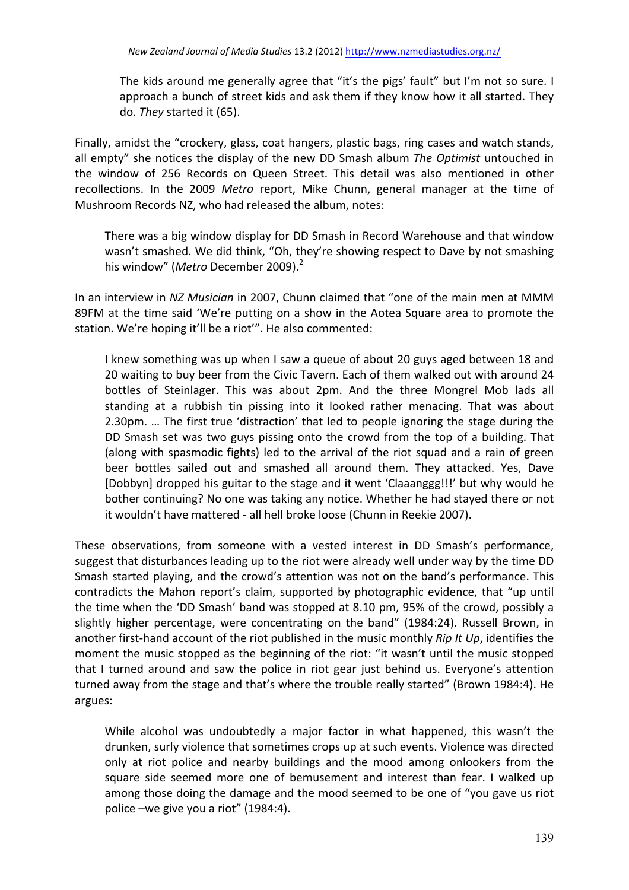> The kids around me generally agree that “it’s the pigs’ fault” but I’m not so sure. I approach a bunch of street kids and ask them if they know how it all started. They do. *They* started it (65).

Finally, amidst the “crockery, glass, coat hangers, plastic bags, ring cases and watch stands, all empty” she notices the display of the new DD Smash album *The Optimist* untouched in the window of 256 Records on Queen Street. This detail was also mentioned in other recollections. In the 2009 *Metro* report, Mike Chunn, general manager at the time of Mushroom Records NZ, who had released the album, notes:

> There was a big window display for DD Smash in Record Warehouse and that window wasn’t smashed. We did think, “Oh, they’re showing respect to Dave by not smashing his window” (*Metro* December 2009).[2]

In an interview in *NZ Musician* in 2007, Chunn claimed that “one of the main men at MMM 89FM at the time said ‘We’re putting on a show in the Aotea Square area to promote the station. We’re hoping it’ll be a riot’”. He also commented:

> I knew something was up when I saw a queue of about 20 guys aged between 18 and 20 waiting to buy beer from the Civic Tavern. Each of them walked out with around 24 bottles of Steinlager. This was about 2pm. And the three Mongrel Mob lads all standing at a rubbish tin pissing into it looked rather menacing. That was about 2.30pm. … The first true ‘distraction’ that led to people ignoring the stage during the DD Smash set was two guys pissing onto the crowd from the top of a building. That (along with spasmodic fights) led to the arrival of the riot squad and a rain of green beer bottles sailed out and smashed all around them. They attacked. Yes, Dave [Dobbyn] dropped his guitar to the stage and it went ‘Claaanggg!!!’ but why would he bother continuing? No one was taking any notice. Whether he had stayed there or not it wouldn’t have mattered - all hell broke loose (Chunn in Reekie 2007).

These observations, from someone with a vested interest in DD Smash’s performance, suggest that disturbances leading up to the riot were already well under way by the time DD Smash started playing, and the crowd’s attention was not on the band’s performance. This contradicts the Mahon report’s claim, supported by photographic evidence, that “up until the time when the ‘DD Smash’ band was stopped at 8.10 pm, 95% of the crowd, possibly a slightly higher percentage, were concentrating on the band” (1984:24). Russell Brown, in another first-hand account of the riot published in the music monthly *Rip It Up*, identifies the moment the music stopped as the beginning of the riot: “it wasn’t until the music stopped that I turned around and saw the police in riot gear just behind us. Everyone’s attention turned away from the stage and that’s where the trouble really started” (Brown 1984:4). He argues:

> While alcohol was undoubtedly a major factor in what happened, this wasn’t the drunken, surly violence that sometimes crops up at such events. Violence was directed only at riot police and nearby buildings and the mood among onlookers from the square side seemed more one of bemusement and interest than fear. I walked up among those doing the damage and the mood seemed to be one of “you gave us riot police –we give you a riot” (1984:4).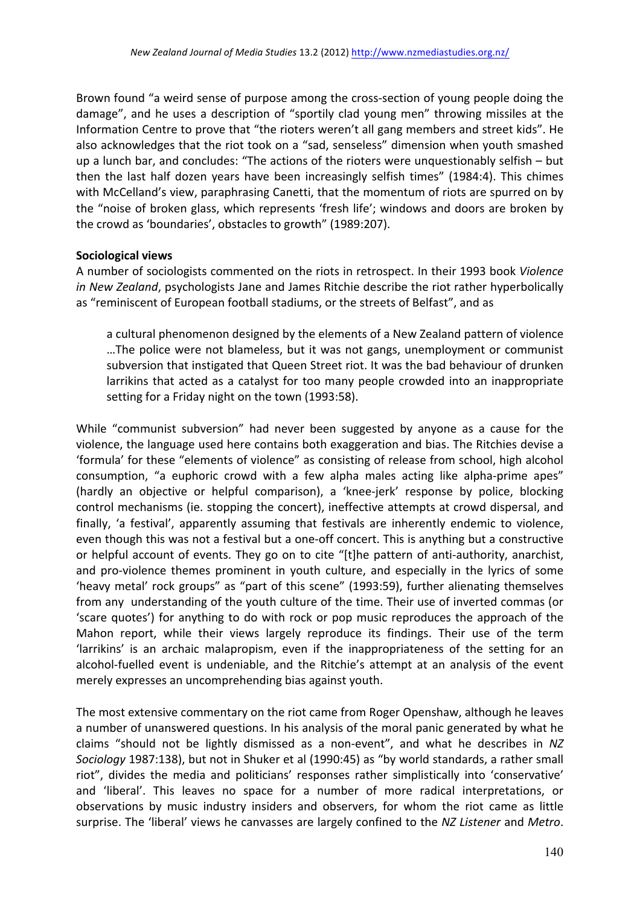Brown found "a weird sense of purpose among the cross-section of young people doing the damage", and he uses a description of "sportily clad young men" throwing missiles at the Information Centre to prove that "the rioters weren't all gang members and street kids". He also acknowledges that the riot took on a "sad, senseless" dimension when youth smashed up a lunch bar, and concludes: "The actions of the rioters were unquestionably selfish – but then the last half dozen years have been increasingly selfish times" (1984:4). This chimes with McCelland's view, paraphrasing Canetti, that the momentum of riots are spurred on by the "noise of broken glass, which represents 'fresh life'; windows and doors are broken by the crowd as 'boundaries', obstacles to growth" (1989:207).

**Sociological views**

A number of sociologists commented on the riots in retrospect. In their 1993 book *Violence in New Zealand*, psychologists Jane and James Ritchie describe the riot rather hyperbolically as "reminiscent of European football stadiums, or the streets of Belfast", and as

> a cultural phenomenon designed by the elements of a New Zealand pattern of violence …The police were not blameless, but it was not gangs, unemployment or communist subversion that instigated that Queen Street riot. It was the bad behaviour of drunken larrikins that acted as a catalyst for too many people crowded into an inappropriate setting for a Friday night on the town (1993:58).

While "communist subversion" had never been suggested by anyone as a cause for the violence, the language used here contains both exaggeration and bias. The Ritchies devise a 'formula' for these "elements of violence" as consisting of release from school, high alcohol consumption, "a euphoric crowd with a few alpha males acting like alpha-prime apes" (hardly an objective or helpful comparison), a 'knee-jerk' response by police, blocking control mechanisms (ie. stopping the concert), ineffective attempts at crowd dispersal, and finally, 'a festival', apparently assuming that festivals are inherently endemic to violence, even though this was not a festival but a one-off concert. This is anything but a constructive or helpful account of events. They go on to cite "[t]he pattern of anti-authority, anarchist, and pro-violence themes prominent in youth culture, and especially in the lyrics of some 'heavy metal' rock groups" as "part of this scene" (1993:59), further alienating themselves from any understanding of the youth culture of the time. Their use of inverted commas (or 'scare quotes') for anything to do with rock or pop music reproduces the approach of the Mahon report, while their views largely reproduce its findings. Their use of the term 'larrikins' is an archaic malapropism, even if the inappropriateness of the setting for an alcohol-fuelled event is undeniable, and the Ritchie's attempt at an analysis of the event merely expresses an uncomprehending bias against youth.

The most extensive commentary on the riot came from Roger Openshaw, although he leaves a number of unanswered questions. In his analysis of the moral panic generated by what he claims "should not be lightly dismissed as a non-event", and what he describes in *NZ Sociology* 1987:138), but not in Shuker et al (1990:45) as "by world standards, a rather small riot", divides the media and politicians' responses rather simplistically into 'conservative' and 'liberal'. This leaves no space for a number of more radical interpretations, or observations by music industry insiders and observers, for whom the riot came as little surprise. The 'liberal' views he canvasses are largely confined to the *NZ Listener* and *Metro*.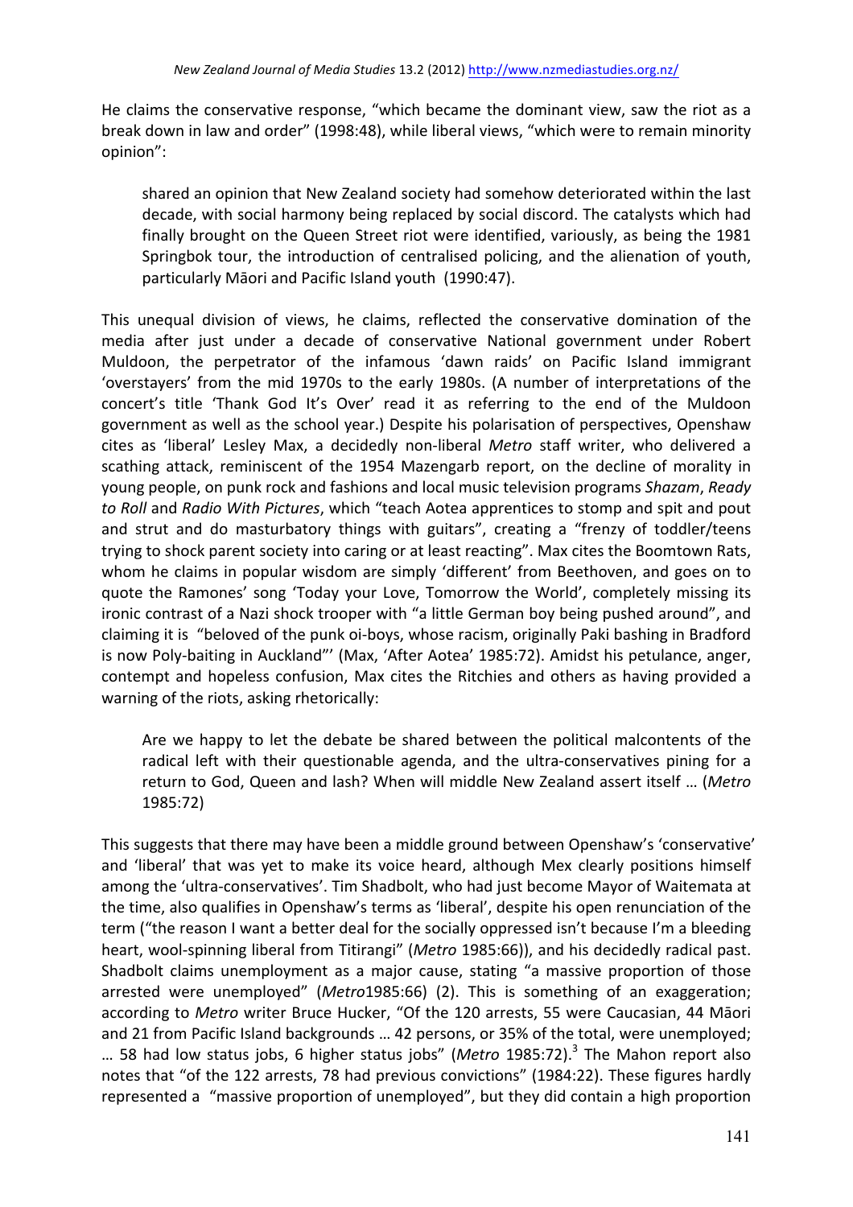He claims the conservative response, "which became the dominant view, saw the riot as a break down in law and order" (1998:48), while liberal views, "which were to remain minority opinion":

> shared an opinion that New Zealand society had somehow deteriorated within the last decade, with social harmony being replaced by social discord. The catalysts which had finally brought on the Queen Street riot were identified, variously, as being the 1981 Springbok tour, the introduction of centralised policing, and the alienation of youth, particularly Māori and Pacific Island youth (1990:47).

This unequal division of views, he claims, reflected the conservative domination of the media after just under a decade of conservative National government under Robert Muldoon, the perpetrator of the infamous 'dawn raids' on Pacific Island immigrant 'overstayers' from the mid 1970s to the early 1980s. (A number of interpretations of the concert's title 'Thank God It's Over' read it as referring to the end of the Muldoon government as well as the school year.) Despite his polarisation of perspectives, Openshaw cites as 'liberal' Lesley Max, a decidedly non-liberal *Metro* staff writer, who delivered a scathing attack, reminiscent of the 1954 Mazengarb report, on the decline of morality in young people, on punk rock and fashions and local music television programs *Shazam*, *Ready to Roll* and *Radio With Pictures*, which "teach Aotea apprentices to stomp and spit and pout and strut and do masturbatory things with guitars", creating a "frenzy of toddler/teens trying to shock parent society into caring or at least reacting". Max cites the Boomtown Rats, whom he claims in popular wisdom are simply 'different' from Beethoven, and goes on to quote the Ramones' song 'Today your Love, Tomorrow the World', completely missing its ironic contrast of a Nazi shock trooper with "a little German boy being pushed around", and claiming it is "beloved of the punk oi-boys, whose racism, originally Paki bashing in Bradford is now Poly-baiting in Auckland"' (Max, 'After Aotea' 1985:72). Amidst his petulance, anger, contempt and hopeless confusion, Max cites the Ritchies and others as having provided a warning of the riots, asking rhetorically:

> Are we happy to let the debate be shared between the political malcontents of the radical left with their questionable agenda, and the ultra-conservatives pining for a return to God, Queen and lash? When will middle New Zealand assert itself … (*Metro* 1985:72)

This suggests that there may have been a middle ground between Openshaw's 'conservative' and 'liberal' that was yet to make its voice heard, although Mex clearly positions himself among the 'ultra-conservatives'. Tim Shadbolt, who had just become Mayor of Waitemata at the time, also qualifies in Openshaw's terms as 'liberal', despite his open renunciation of the term ("the reason I want a better deal for the socially oppressed isn't because I'm a bleeding heart, wool-spinning liberal from Titirangi" (*Metro* 1985:66)), and his decidedly radical past. Shadbolt claims unemployment as a major cause, stating "a massive proportion of those arrested were unemployed" (*Metro*1985:66) (2). This is something of an exaggeration; according to *Metro* writer Bruce Hucker, "Of the 120 arrests, 55 were Caucasian, 44 Māori and 21 from Pacific Island backgrounds … 42 persons, or 35% of the total, were unemployed; … 58 had low status jobs, 6 higher status jobs" (*Metro* 1985:72).[3] The Mahon report also notes that "of the 122 arrests, 78 had previous convictions" (1984:22). These figures hardly represented a "massive proportion of unemployed", but they did contain a high proportion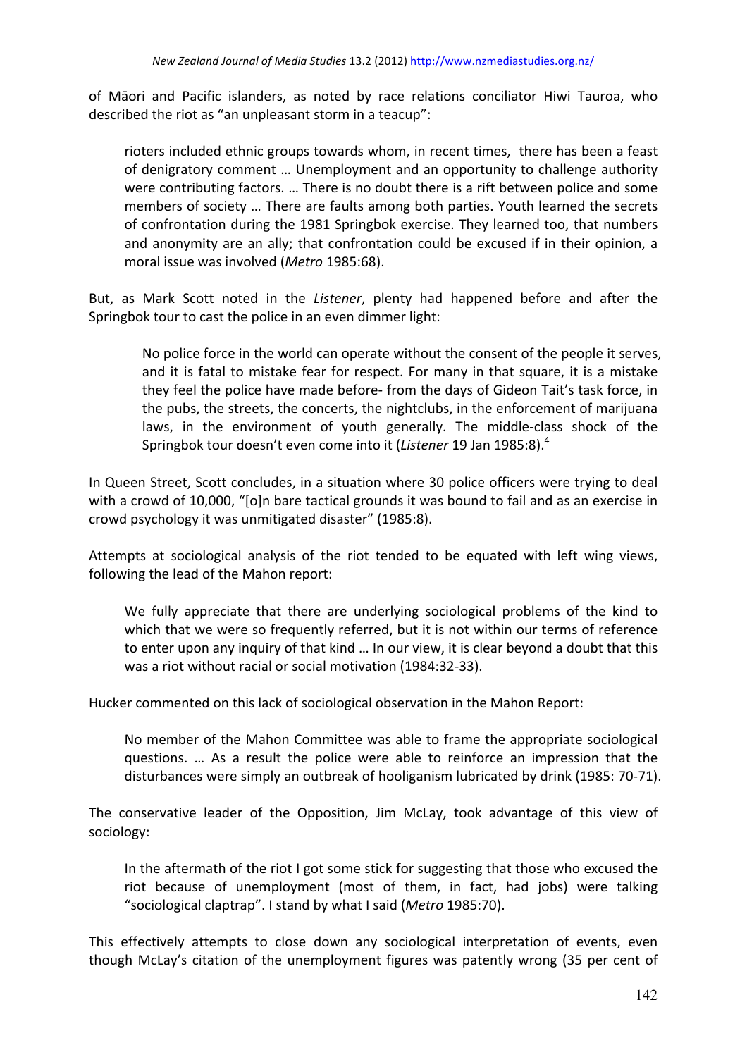of Māori and Pacific islanders, as noted by race relations conciliator Hiwi Tauroa, who described the riot as "an unpleasant storm in a teacup":

> rioters included ethnic groups towards whom, in recent times, there has been a feast of denigratory comment … Unemployment and an opportunity to challenge authority were contributing factors. … There is no doubt there is a rift between police and some members of society … There are faults among both parties. Youth learned the secrets of confrontation during the 1981 Springbok exercise. They learned too, that numbers and anonymity are an ally; that confrontation could be excused if in their opinion, a moral issue was involved (*Metro* 1985:68).

But, as Mark Scott noted in the *Listener*, plenty had happened before and after the Springbok tour to cast the police in an even dimmer light:

> No police force in the world can operate without the consent of the people it serves, and it is fatal to mistake fear for respect. For many in that square, it is a mistake they feel the police have made before- from the days of Gideon Tait's task force, in the pubs, the streets, the concerts, the nightclubs, in the enforcement of marijuana laws, in the environment of youth generally. The middle-class shock of the Springbok tour doesn't even come into it (*Listener* 19 Jan 1985:8).[4]

In Queen Street, Scott concludes, in a situation where 30 police officers were trying to deal with a crowd of 10,000, "[o]n bare tactical grounds it was bound to fail and as an exercise in crowd psychology it was unmitigated disaster" (1985:8).

Attempts at sociological analysis of the riot tended to be equated with left wing views, following the lead of the Mahon report:

> We fully appreciate that there are underlying sociological problems of the kind to which that we were so frequently referred, but it is not within our terms of reference to enter upon any inquiry of that kind … In our view, it is clear beyond a doubt that this was a riot without racial or social motivation (1984:32-33).

Hucker commented on this lack of sociological observation in the Mahon Report:

> No member of the Mahon Committee was able to frame the appropriate sociological questions. … As a result the police were able to reinforce an impression that the disturbances were simply an outbreak of hooliganism lubricated by drink (1985: 70-71).

The conservative leader of the Opposition, Jim McLay, took advantage of this view of sociology:

> In the aftermath of the riot I got some stick for suggesting that those who excused the riot because of unemployment (most of them, in fact, had jobs) were talking "sociological claptrap". I stand by what I said (*Metro* 1985:70).

This effectively attempts to close down any sociological interpretation of events, even though McLay's citation of the unemployment figures was patently wrong (35 per cent of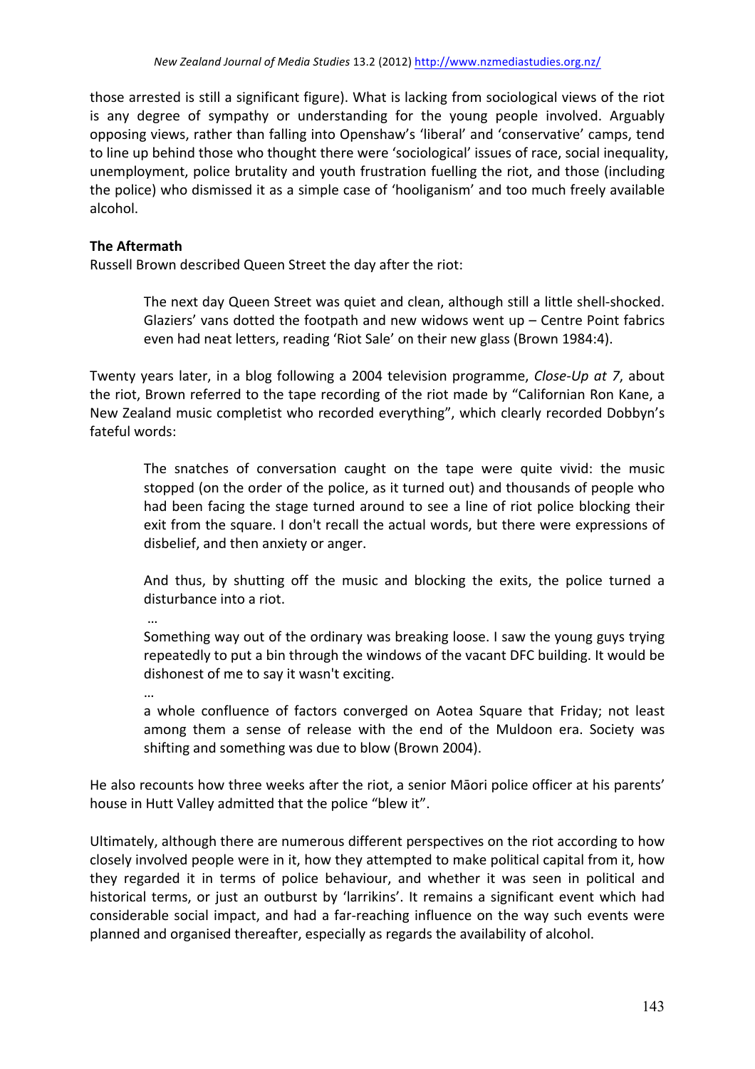those arrested is still a significant figure). What is lacking from sociological views of the riot is any degree of sympathy or understanding for the young people involved. Arguably opposing views, rather than falling into Openshaw's 'liberal' and 'conservative' camps, tend to line up behind those who thought there were 'sociological' issues of race, social inequality, unemployment, police brutality and youth frustration fuelling the riot, and those (including the police) who dismissed it as a simple case of 'hooliganism' and too much freely available alcohol.

**The Aftermath**

Russell Brown described Queen Street the day after the riot:

> The next day Queen Street was quiet and clean, although still a little shell-shocked. Glaziers' vans dotted the footpath and new widows went up – Centre Point fabrics even had neat letters, reading 'Riot Sale' on their new glass (Brown 1984:4).

Twenty years later, in a blog following a 2004 television programme, *Close-Up at 7*, about the riot, Brown referred to the tape recording of the riot made by "Californian Ron Kane, a New Zealand music completist who recorded everything", which clearly recorded Dobbyn's fateful words:

> The snatches of conversation caught on the tape were quite vivid: the music stopped (on the order of the police, as it turned out) and thousands of people who had been facing the stage turned around to see a line of riot police blocking their exit from the square. I don't recall the actual words, but there were expressions of disbelief, and then anxiety or anger.
>
> And thus, by shutting off the music and blocking the exits, the police turned a disturbance into a riot.
>
> …
>
> Something way out of the ordinary was breaking loose. I saw the young guys trying repeatedly to put a bin through the windows of the vacant DFC building. It would be dishonest of me to say it wasn't exciting.
>
> …
>
> a whole confluence of factors converged on Aotea Square that Friday; not least among them a sense of release with the end of the Muldoon era. Society was shifting and something was due to blow (Brown 2004).

He also recounts how three weeks after the riot, a senior Māori police officer at his parents' house in Hutt Valley admitted that the police "blew it".

Ultimately, although there are numerous different perspectives on the riot according to how closely involved people were in it, how they attempted to make political capital from it, how they regarded it in terms of police behaviour, and whether it was seen in political and historical terms, or just an outburst by 'larrikins'. It remains a significant event which had considerable social impact, and had a far-reaching influence on the way such events were planned and organised thereafter, especially as regards the availability of alcohol.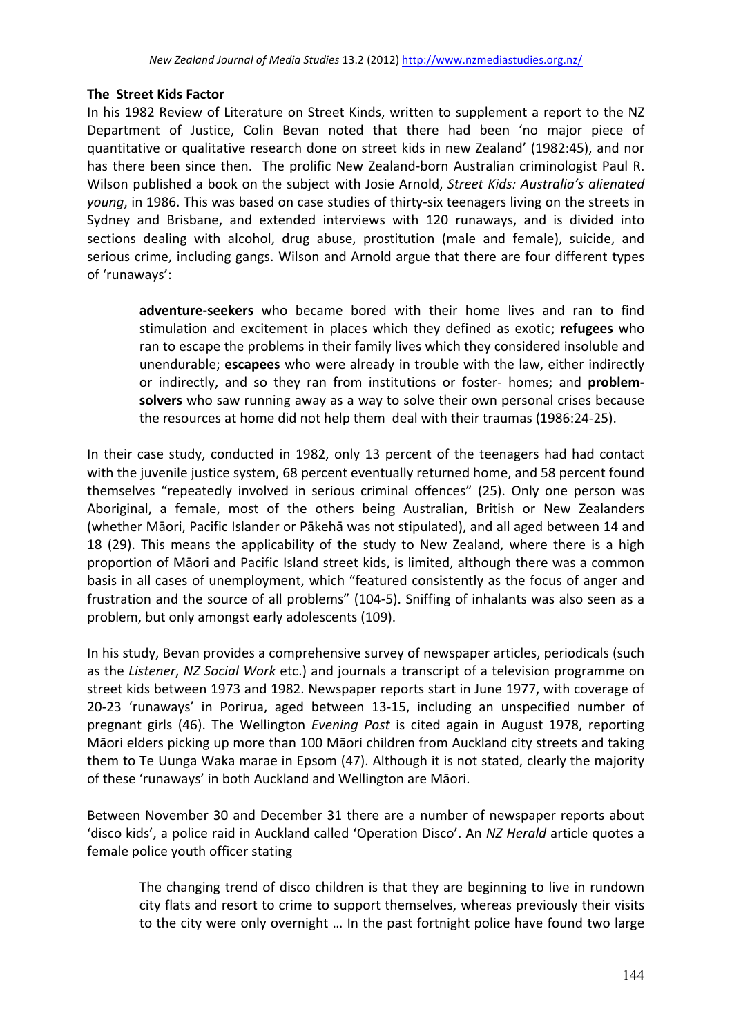### The Street Kids Factor

In his 1982 Review of Literature on Street Kinds, written to supplement a report to the NZ Department of Justice, Colin Bevan noted that there had been 'no major piece of quantitative or qualitative research done on street kids in new Zealand' (1982:45), and nor has there been since then. The prolific New Zealand-born Australian criminologist Paul R. Wilson published a book on the subject with Josie Arnold, *Street Kids: Australia's alienated young*, in 1986. This was based on case studies of thirty-six teenagers living on the streets in Sydney and Brisbane, and extended interviews with 120 runaways, and is divided into sections dealing with alcohol, drug abuse, prostitution (male and female), suicide, and serious crime, including gangs. Wilson and Arnold argue that there are four different types of 'runaways':

> **adventure-seekers** who became bored with their home lives and ran to find stimulation and excitement in places which they defined as exotic; **refugees** who ran to escape the problems in their family lives which they considered insoluble and unendurable; **escapees** who were already in trouble with the law, either indirectly or indirectly, and so they ran from institutions or foster- homes; and **problem-solvers** who saw running away as a way to solve their own personal crises because the resources at home did not help them deal with their traumas (1986:24-25).

In their case study, conducted in 1982, only 13 percent of the teenagers had had contact with the juvenile justice system, 68 percent eventually returned home, and 58 percent found themselves "repeatedly involved in serious criminal offences" (25). Only one person was Aboriginal, a female, most of the others being Australian, British or New Zealanders (whether Māori, Pacific Islander or Pākehā was not stipulated), and all aged between 14 and 18 (29). This means the applicability of the study to New Zealand, where there is a high proportion of Māori and Pacific Island street kids, is limited, although there was a common basis in all cases of unemployment, which "featured consistently as the focus of anger and frustration and the source of all problems" (104-5). Sniffing of inhalants was also seen as a problem, but only amongst early adolescents (109).

In his study, Bevan provides a comprehensive survey of newspaper articles, periodicals (such as the *Listener*, *NZ Social Work* etc.) and journals a transcript of a television programme on street kids between 1973 and 1982. Newspaper reports start in June 1977, with coverage of 20-23 'runaways' in Porirua, aged between 13-15, including an unspecified number of pregnant girls (46). The Wellington *Evening Post* is cited again in August 1978, reporting Māori elders picking up more than 100 Māori children from Auckland city streets and taking them to Te Uunga Waka marae in Epsom (47). Although it is not stated, clearly the majority of these 'runaways' in both Auckland and Wellington are Māori.

Between November 30 and December 31 there are a number of newspaper reports about 'disco kids', a police raid in Auckland called 'Operation Disco'. An *NZ Herald* article quotes a female police youth officer stating

> The changing trend of disco children is that they are beginning to live in rundown city flats and resort to crime to support themselves, whereas previously their visits to the city were only overnight … In the past fortnight police have found two large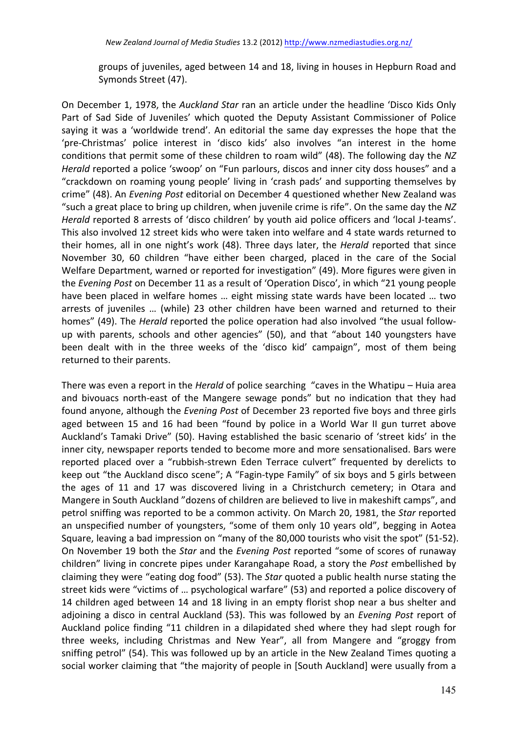groups of juveniles, aged between 14 and 18, living in houses in Hepburn Road and Symonds Street (47).

On December 1, 1978, the *Auckland Star* ran an article under the headline 'Disco Kids Only Part of Sad Side of Juveniles' which quoted the Deputy Assistant Commissioner of Police saying it was a 'worldwide trend'. An editorial the same day expresses the hope that the 'pre-Christmas' police interest in 'disco kids' also involves "an interest in the home conditions that permit some of these children to roam wild" (48). The following day the *NZ Herald* reported a police 'swoop' on "Fun parlours, discos and inner city doss houses" and a "crackdown on roaming young people' living in 'crash pads' and supporting themselves by crime" (48). An *Evening Post* editorial on December 4 questioned whether New Zealand was "such a great place to bring up children, when juvenile crime is rife". On the same day the *NZ Herald* reported 8 arrests of 'disco children' by youth aid police officers and 'local J-teams'. This also involved 12 street kids who were taken into welfare and 4 state wards returned to their homes, all in one night's work (48). Three days later, the *Herald* reported that since November 30, 60 children "have either been charged, placed in the care of the Social Welfare Department, warned or reported for investigation" (49). More figures were given in the *Evening Post* on December 11 as a result of 'Operation Disco', in which "21 young people have been placed in welfare homes … eight missing state wards have been located … two arrests of juveniles … (while) 23 other children have been warned and returned to their homes" (49). The *Herald* reported the police operation had also involved "the usual follow-up with parents, schools and other agencies" (50), and that "about 140 youngsters have been dealt with in the three weeks of the 'disco kid' campaign", most of them being returned to their parents.

There was even a report in the *Herald* of police searching "caves in the Whatipu – Huia area and bivouacs north-east of the Mangere sewage ponds" but no indication that they had found anyone, although the *Evening Post* of December 23 reported five boys and three girls aged between 15 and 16 had been "found by police in a World War II gun turret above Auckland's Tamaki Drive" (50). Having established the basic scenario of 'street kids' in the inner city, newspaper reports tended to become more and more sensationalised. Bars were reported placed over a "rubbish-strewn Eden Terrace culvert" frequented by derelicts to keep out "the Auckland disco scene"; A "Fagin-type Family" of six boys and 5 girls between the ages of 11 and 17 was discovered living in a Christchurch cemetery; in Otara and Mangere in South Auckland "dozens of children are believed to live in makeshift camps", and petrol sniffing was reported to be a common activity. On March 20, 1981, the *Star* reported an unspecified number of youngsters, "some of them only 10 years old", begging in Aotea Square, leaving a bad impression on "many of the 80,000 tourists who visit the spot" (51-52). On November 19 both the *Star* and the *Evening Post* reported "some of scores of runaway children" living in concrete pipes under Karangahape Road, a story the *Post* embellished by claiming they were "eating dog food" (53). The *Star* quoted a public health nurse stating the street kids were "victims of … psychological warfare" (53) and reported a police discovery of 14 children aged between 14 and 18 living in an empty florist shop near a bus shelter and adjoining a disco in central Auckland (53). This was followed by an *Evening Post* report of Auckland police finding "11 children in a dilapidated shed where they had slept rough for three weeks, including Christmas and New Year", all from Mangere and "groggy from sniffing petrol" (54). This was followed up by an article in the New Zealand Times quoting a social worker claiming that "the majority of people in [South Auckland] were usually from a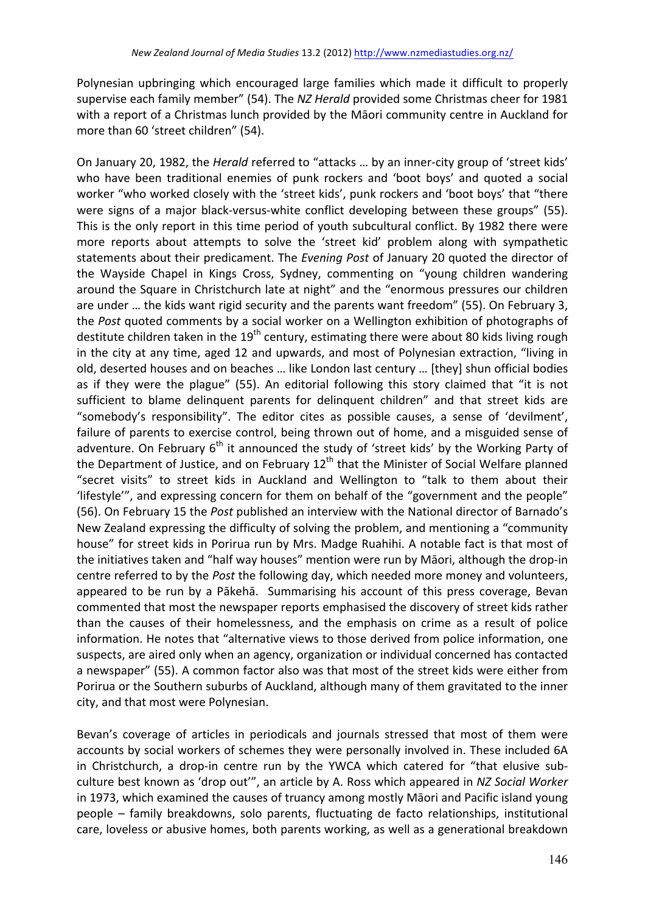Polynesian upbringing which encouraged large families which made it difficult to properly supervise each family member" (54). The *NZ Herald* provided some Christmas cheer for 1981 with a report of a Christmas lunch provided by the Māori community centre in Auckland for more than 60 'street children" (54).

On January 20, 1982, the *Herald* referred to "attacks … by an inner-city group of 'street kids' who have been traditional enemies of punk rockers and 'boot boys' and quoted a social worker "who worked closely with the 'street kids', punk rockers and 'boot boys' that "there were signs of a major black-versus-white conflict developing between these groups" (55). This is the only report in this time period of youth subcultural conflict. By 1982 there were more reports about attempts to solve the 'street kid' problem along with sympathetic statements about their predicament. The *Evening Post* of January 20 quoted the director of the Wayside Chapel in Kings Cross, Sydney, commenting on "young children wandering around the Square in Christchurch late at night" and the "enormous pressures our children are under … the kids want rigid security and the parents want freedom" (55). On February 3, the *Post* quoted comments by a social worker on a Wellington exhibition of photographs of destitute children taken in the 19th century, estimating there were about 80 kids living rough in the city at any time, aged 12 and upwards, and most of Polynesian extraction, "living in old, deserted houses and on beaches … like London last century … [they] shun official bodies as if they were the plague" (55). An editorial following this story claimed that "it is not sufficient to blame delinquent parents for delinquent children" and that street kids are "somebody's responsibility". The editor cites as possible causes, a sense of 'devilment', failure of parents to exercise control, being thrown out of home, and a misguided sense of adventure. On February 6th it announced the study of 'street kids' by the Working Party of the Department of Justice, and on February 12th that the Minister of Social Welfare planned "secret visits" to street kids in Auckland and Wellington to "talk to them about their 'lifestyle'", and expressing concern for them on behalf of the "government and the people" (56). On February 15 the *Post* published an interview with the National director of Barnado's New Zealand expressing the difficulty of solving the problem, and mentioning a "community house" for street kids in Porirua run by Mrs. Madge Ruahihi. A notable fact is that most of the initiatives taken and "half way houses" mention were run by Māori, although the drop-in centre referred to by the *Post* the following day, which needed more money and volunteers, appeared to be run by a Pākehā. Summarising his account of this press coverage, Bevan commented that most the newspaper reports emphasised the discovery of street kids rather than the causes of their homelessness, and the emphasis on crime as a result of police information. He notes that "alternative views to those derived from police information, one suspects, are aired only when an agency, organization or individual concerned has contacted a newspaper" (55). A common factor also was that most of the street kids were either from Porirua or the Southern suburbs of Auckland, although many of them gravitated to the inner city, and that most were Polynesian.

Bevan's coverage of articles in periodicals and journals stressed that most of them were accounts by social workers of schemes they were personally involved in. These included 6A in Christchurch, a drop-in centre run by the YWCA which catered for "that elusive sub-culture best known as 'drop out'", an article by A. Ross which appeared in *NZ Social Worker* in 1973, which examined the causes of truancy among mostly Māori and Pacific island young people – family breakdowns, solo parents, fluctuating de facto relationships, institutional care, loveless or abusive homes, both parents working, as well as a generational breakdown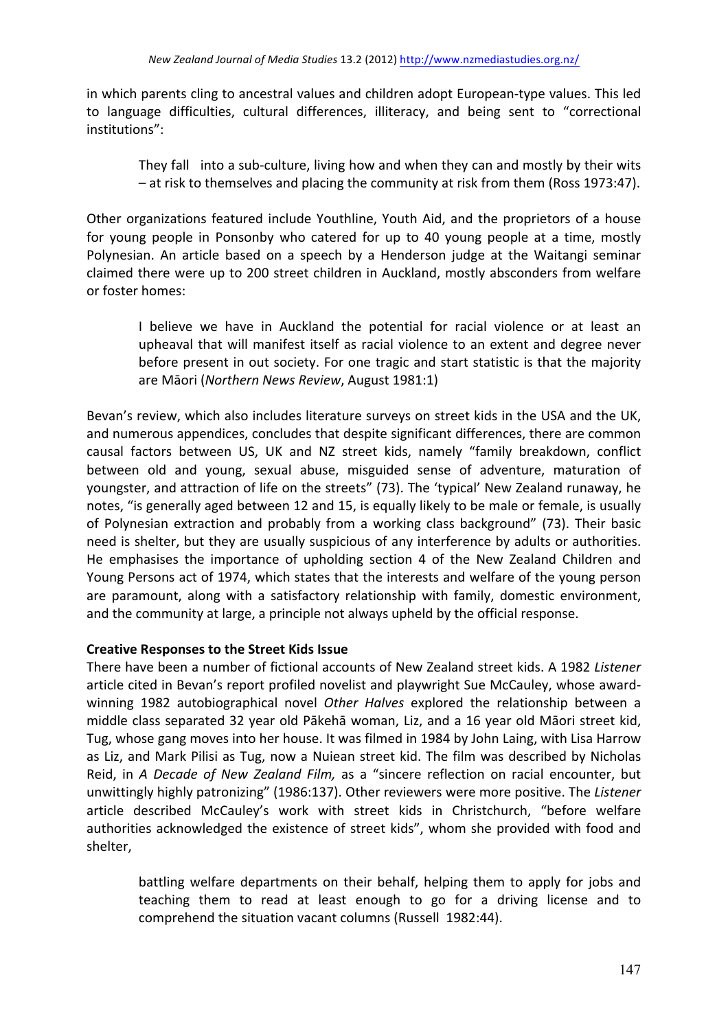in which parents cling to ancestral values and children adopt European-type values. This led to language difficulties, cultural differences, illiteracy, and being sent to "correctional institutions":

> They fall into a sub-culture, living how and when they can and mostly by their wits – at risk to themselves and placing the community at risk from them (Ross 1973:47).

Other organizations featured include Youthline, Youth Aid, and the proprietors of a house for young people in Ponsonby who catered for up to 40 young people at a time, mostly Polynesian. An article based on a speech by a Henderson judge at the Waitangi seminar claimed there were up to 200 street children in Auckland, mostly absconders from welfare or foster homes:

> I believe we have in Auckland the potential for racial violence or at least an upheaval that will manifest itself as racial violence to an extent and degree never before present in out society. For one tragic and start statistic is that the majority are Māori (*Northern News Review*, August 1981:1)

Bevan's review, which also includes literature surveys on street kids in the USA and the UK, and numerous appendices, concludes that despite significant differences, there are common causal factors between US, UK and NZ street kids, namely "family breakdown, conflict between old and young, sexual abuse, misguided sense of adventure, maturation of youngster, and attraction of life on the streets" (73). The 'typical' New Zealand runaway, he notes, "is generally aged between 12 and 15, is equally likely to be male or female, is usually of Polynesian extraction and probably from a working class background" (73). Their basic need is shelter, but they are usually suspicious of any interference by adults or authorities. He emphasises the importance of upholding section 4 of the New Zealand Children and Young Persons act of 1974, which states that the interests and welfare of the young person are paramount, along with a satisfactory relationship with family, domestic environment, and the community at large, a principle not always upheld by the official response.

**Creative Responses to the Street Kids Issue**

There have been a number of fictional accounts of New Zealand street kids. A 1982 *Listener* article cited in Bevan's report profiled novelist and playwright Sue McCauley, whose award-winning 1982 autobiographical novel *Other Halves* explored the relationship between a middle class separated 32 year old Pākehā woman, Liz, and a 16 year old Māori street kid, Tug, whose gang moves into her house. It was filmed in 1984 by John Laing, with Lisa Harrow as Liz, and Mark Pilisi as Tug, now a Nuiean street kid. The film was described by Nicholas Reid, in *A Decade of New Zealand Film,* as a "sincere reflection on racial encounter, but unwittingly highly patronizing" (1986:137). Other reviewers were more positive. The *Listener* article described McCauley's work with street kids in Christchurch, "before welfare authorities acknowledged the existence of street kids", whom she provided with food and shelter,

> battling welfare departments on their behalf, helping them to apply for jobs and teaching them to read at least enough to go for a driving license and to comprehend the situation vacant columns (Russell 1982:44).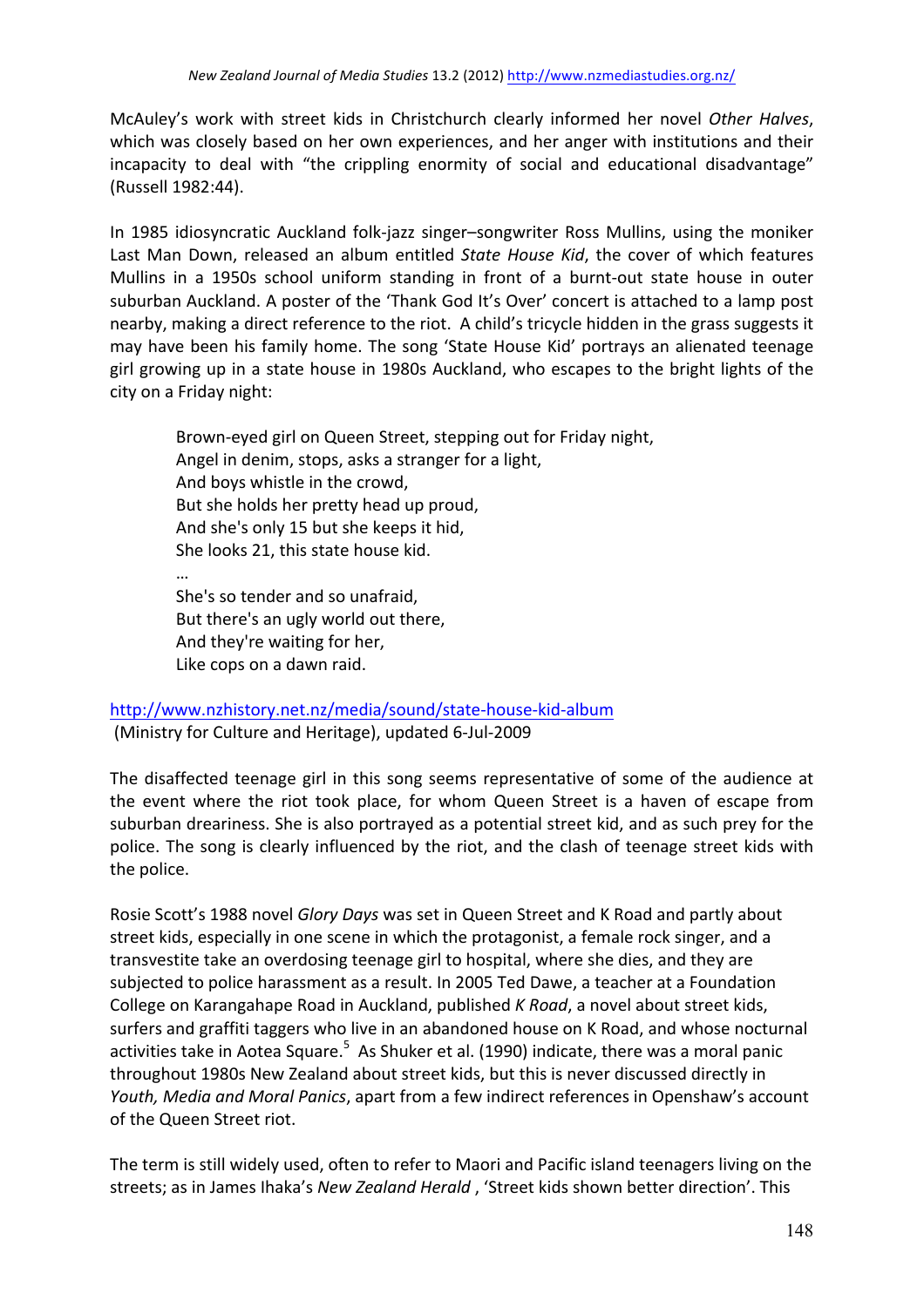McAuley's work with street kids in Christchurch clearly informed her novel *Other Halves*, which was closely based on her own experiences, and her anger with institutions and their incapacity to deal with "the crippling enormity of social and educational disadvantage" (Russell 1982:44).

In 1985 idiosyncratic Auckland folk-jazz singer–songwriter Ross Mullins, using the moniker Last Man Down, released an album entitled *State House Kid*, the cover of which features Mullins in a 1950s school uniform standing in front of a burnt-out state house in outer suburban Auckland. A poster of the 'Thank God It's Over' concert is attached to a lamp post nearby, making a direct reference to the riot. A child's tricycle hidden in the grass suggests it may have been his family home. The song 'State House Kid' portrays an alienated teenage girl growing up in a state house in 1980s Auckland, who escapes to the bright lights of the city on a Friday night:

> Brown-eyed girl on Queen Street, stepping out for Friday night,
> Angel in denim, stops, asks a stranger for a light,
> And boys whistle in the crowd,
> But she holds her pretty head up proud,
> And she's only 15 but she keeps it hid,
> She looks 21, this state house kid.
> …
> She's so tender and so unafraid,
> But there's an ugly world out there,
> And they're waiting for her,
> Like cops on a dawn raid.

http://www.nzhistory.net.nz/media/sound/state-house-kid-album
(Ministry for Culture and Heritage), updated 6-Jul-2009

The disaffected teenage girl in this song seems representative of some of the audience at the event where the riot took place, for whom Queen Street is a haven of escape from suburban dreariness. She is also portrayed as a potential street kid, and as such prey for the police. The song is clearly influenced by the riot, and the clash of teenage street kids with the police.

Rosie Scott's 1988 novel *Glory Days* was set in Queen Street and K Road and partly about street kids, especially in one scene in which the protagonist, a female rock singer, and a transvestite take an overdosing teenage girl to hospital, where she dies, and they are subjected to police harassment as a result. In 2005 Ted Dawe, a teacher at a Foundation College on Karangahape Road in Auckland, published *K Road*, a novel about street kids, surfers and graffiti taggers who live in an abandoned house on K Road, and whose nocturnal activities take in Aotea Square.[5] As Shuker et al. (1990) indicate, there was a moral panic throughout 1980s New Zealand about street kids, but this is never discussed directly in *Youth, Media and Moral Panics*, apart from a few indirect references in Openshaw's account of the Queen Street riot.

The term is still widely used, often to refer to Maori and Pacific island teenagers living on the streets; as in James Ihaka's *New Zealand Herald* , 'Street kids shown better direction'. This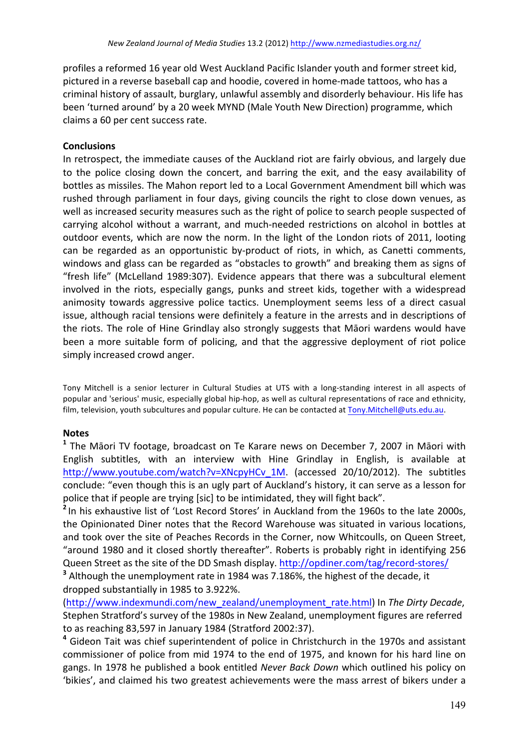profiles a reformed 16 year old West Auckland Pacific Islander youth and former street kid, pictured in a reverse baseball cap and hoodie, covered in home-made tattoos, who has a criminal history of assault, burglary, unlawful assembly and disorderly behaviour. His life has been 'turned around' by a 20 week MYND (Male Youth New Direction) programme, which claims a 60 per cent success rate.

**Conclusions**

In retrospect, the immediate causes of the Auckland riot are fairly obvious, and largely due to the police closing down the concert, and barring the exit, and the easy availability of bottles as missiles. The Mahon report led to a Local Government Amendment bill which was rushed through parliament in four days, giving councils the right to close down venues, as well as increased security measures such as the right of police to search people suspected of carrying alcohol without a warrant, and much-needed restrictions on alcohol in bottles at outdoor events, which are now the norm. In the light of the London riots of 2011, looting can be regarded as an opportunistic by-product of riots, in which, as Canetti comments, windows and glass can be regarded as "obstacles to growth" and breaking them as signs of "fresh life" (McLelland 1989:307). Evidence appears that there was a subcultural element involved in the riots, especially gangs, punks and street kids, together with a widespread animosity towards aggressive police tactics. Unemployment seems less of a direct casual issue, although racial tensions were definitely a feature in the arrests and in descriptions of the riots. The role of Hine Grindlay also strongly suggests that Māori wardens would have been a more suitable form of policing, and that the aggressive deployment of riot police simply increased crowd anger.

Tony Mitchell is a senior lecturer in Cultural Studies at UTS with a long-standing interest in all aspects of popular and 'serious' music, especially global hip-hop, as well as cultural representations of race and ethnicity, film, television, youth subcultures and popular culture. He can be contacted at Tony.Mitchell@uts.edu.au.

**Notes**

[1] The Māori TV footage, broadcast on Te Karare news on December 7, 2007 in Māori with English subtitles, with an interview with Hine Grindlay in English, is available at http://www.youtube.com/watch?v=XNcpyHCv_1M. (accessed 20/10/2012). The subtitles conclude: "even though this is an ugly part of Auckland's history, it can serve as a lesson for police that if people are trying [sic] to be intimidated, they will fight back".

[2] In his exhaustive list of 'Lost Record Stores' in Auckland from the 1960s to the late 2000s, the Opinionated Diner notes that the Record Warehouse was situated in various locations, and took over the site of Peaches Records in the Corner, now Whitcoulls, on Queen Street, "around 1980 and it closed shortly thereafter". Roberts is probably right in identifying 256 Queen Street as the site of the DD Smash display. http://opdiner.com/tag/record-stores/

[3] Although the unemployment rate in 1984 was 7.186%, the highest of the decade, it dropped substantially in 1985 to 3.922%. (http://www.indexmundi.com/new_zealand/unemployment_rate.html) In *The Dirty Decade*, Stephen Stratford's survey of the 1980s in New Zealand, unemployment figures are referred to as reaching 83,597 in January 1984 (Stratford 2002:37).

[4] Gideon Tait was chief superintendent of police in Christchurch in the 1970s and assistant commissioner of police from mid 1974 to the end of 1975, and known for his hard line on gangs. In 1978 he published a book entitled *Never Back Down* which outlined his policy on 'bikies', and claimed his two greatest achievements were the mass arrest of bikers under a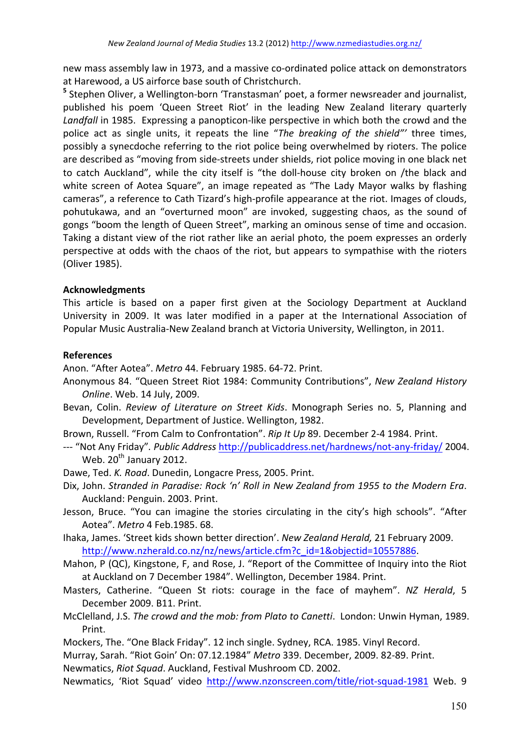new mass assembly law in 1973, and a massive co-ordinated police attack on demonstrators at Harewood, a US airforce base south of Christchurch.

[5] Stephen Oliver, a Wellington-born 'Transtasman' poet, a former newsreader and journalist, published his poem 'Queen Street Riot' in the leading New Zealand literary quarterly *Landfall* in 1985. Expressing a panopticon-like perspective in which both the crowd and the police act as single units, it repeats the line "*The breaking of the shield*"' three times, possibly a synecdoche referring to the riot police being overwhelmed by rioters. The police are described as "moving from side-streets under shields, riot police moving in one black net to catch Auckland", while the city itself is "the doll-house city broken on /the black and white screen of Aotea Square", an image repeated as "The Lady Mayor walks by flashing cameras", a reference to Cath Tizard's high-profile appearance at the riot. Images of clouds, pohutukawa, and an "overturned moon" are invoked, suggesting chaos, as the sound of gongs "boom the length of Queen Street", marking an ominous sense of time and occasion. Taking a distant view of the riot rather like an aerial photo, the poem expresses an orderly perspective at odds with the chaos of the riot, but appears to sympathise with the rioters (Oliver 1985).

**Acknowledgments**

This article is based on a paper first given at the Sociology Department at Auckland University in 2009. It was later modified in a paper at the International Association of Popular Music Australia-New Zealand branch at Victoria University, Wellington, in 2011.

**References**

Anon. "After Aotea". *Metro* 44. February 1985. 64-72. Print.

Anonymous 84. "Queen Street Riot 1984: Community Contributions", *New Zealand History Online*. Web. 14 July, 2009.

Bevan, Colin. *Review of Literature on Street Kids*. Monograph Series no. 5, Planning and Development, Department of Justice. Wellington, 1982.

Brown, Russell. "From Calm to Confrontation". *Rip It Up* 89. December 2-4 1984. Print.

--- "Not Any Friday". *Public Address* http://publicaddress.net/hardnews/not-any-friday/ 2004. Web. 20th January 2012.

Dawe, Ted. *K. Road*. Dunedin, Longacre Press, 2005. Print.

Dix, John. *Stranded in Paradise: Rock 'n' Roll in New Zealand from 1955 to the Modern Era*. Auckland: Penguin. 2003. Print.

Jesson, Bruce. "You can imagine the stories circulating in the city's high schools". "After Aotea". *Metro* 4 Feb.1985. 68.

Ihaka, James. 'Street kids shown better direction'. *New Zealand Herald,* 21 February 2009. http://www.nzherald.co.nz/nz/news/article.cfm?c_id=1&objectid=10557886.

Mahon, P (QC), Kingstone, F, and Rose, J. "Report of the Committee of Inquiry into the Riot at Auckland on 7 December 1984". Wellington, December 1984. Print.

Masters, Catherine. "Queen St riots: courage in the face of mayhem". *NZ Herald*, 5 December 2009. B11. Print.

McClelland, J.S. *The crowd and the mob: from Plato to Canetti*. London: Unwin Hyman, 1989. Print.

Mockers, The. "One Black Friday". 12 inch single. Sydney, RCA. 1985. Vinyl Record.

Murray, Sarah. "Riot Goin' On: 07.12.1984" *Metro* 339. December, 2009. 82-89. Print.

Newmatics, *Riot Squad*. Auckland, Festival Mushroom CD. 2002.

Newmatics, 'Riot Squad' video http://www.nzonscreen.com/title/riot-squad-1981 Web. 9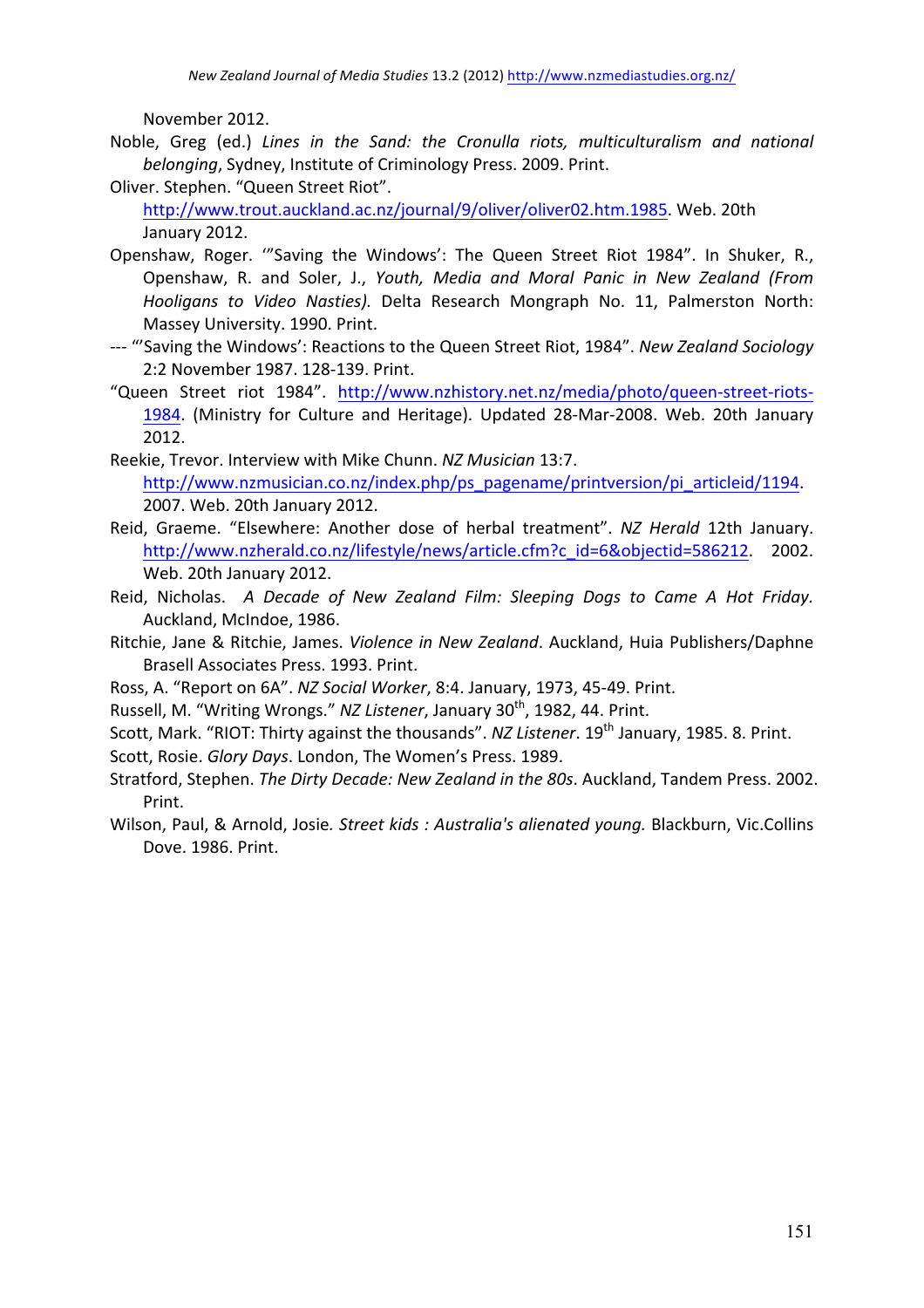November 2012.

Noble, Greg (ed.) *Lines in the Sand: the Cronulla riots, multiculturalism and national belonging*, Sydney, Institute of Criminology Press. 2009. Print.

Oliver. Stephen. "Queen Street Riot". http://www.trout.auckland.ac.nz/journal/9/oliver/oliver02.htm.1985. Web. 20th January 2012.

Openshaw, Roger. '"Saving the Windows': The Queen Street Riot 1984". In Shuker, R., Openshaw, R. and Soler, J., *Youth, Media and Moral Panic in New Zealand (From Hooligans to Video Nasties).* Delta Research Mongraph No. 11, Palmerston North: Massey University. 1990. Print.

--- "'Saving the Windows': Reactions to the Queen Street Riot, 1984". *New Zealand Sociology* 2:2 November 1987. 128-139. Print.

"Queen Street riot 1984". http://www.nzhistory.net.nz/media/photo/queen-street-riots-1984. (Ministry for Culture and Heritage). Updated 28-Mar-2008. Web. 20th January 2012.

Reekie, Trevor. Interview with Mike Chunn. *NZ Musician* 13:7. http://www.nzmusician.co.nz/index.php/ps_pagename/printversion/pi_articleid/1194. 2007. Web. 20th January 2012.

Reid, Graeme. "Elsewhere: Another dose of herbal treatment". *NZ Herald* 12th January. http://www.nzherald.co.nz/lifestyle/news/article.cfm?c_id=6&objectid=586212. 2002. Web. 20th January 2012.

Reid, Nicholas. *A Decade of New Zealand Film: Sleeping Dogs to Came A Hot Friday.* Auckland, McIndoe, 1986.

Ritchie, Jane & Ritchie, James. *Violence in New Zealand*. Auckland, Huia Publishers/Daphne Brasell Associates Press. 1993. Print.

Ross, A. "Report on 6A". *NZ Social Worker*, 8:4. January, 1973, 45-49. Print.

Russell, M. "Writing Wrongs." *NZ Listener*, January 30th, 1982, 44. Print.

Scott, Mark. "RIOT: Thirty against the thousands". *NZ Listener*. 19th January, 1985. 8. Print.

Scott, Rosie. *Glory Days*. London, The Women's Press. 1989.

Stratford, Stephen. *The Dirty Decade: New Zealand in the 80s*. Auckland, Tandem Press. 2002. Print.

Wilson, Paul, & Arnold, Josie. *Street kids : Australia's alienated young.* Blackburn, Vic.Collins Dove. 1986. Print.